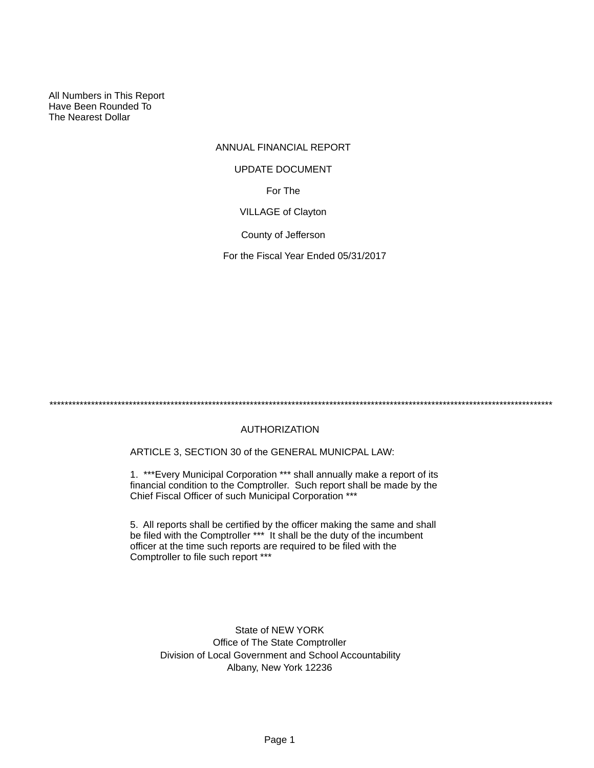All Numbers in This Report
Have Been Rounded To
The Nearest Dollar

# ANNUAL FINANCIAL REPORT

## UPDATE DOCUMENT

For The

VILLAGE of Clayton

County of Jefferson

For the Fiscal Year Ended 05/31/2017

**********************************************************************************************************************************

## AUTHORIZATION

ARTICLE 3, SECTION 30 of the GENERAL MUNICPAL LAW:

1. ***Every Municipal Corporation *** shall annually make a report of its financial condition to the Comptroller. Such report shall be made by the Chief Fiscal Officer of such Municipal Corporation ***

5. All reports shall be certified by the officer making the same and shall be filed with the Comptroller *** It shall be the duty of the incumbent officer at the time such reports are required to be filed with the Comptroller to file such report ***

State of NEW YORK
Office of The State Comptroller
Division of Local Government and School Accountability
Albany, New York 12236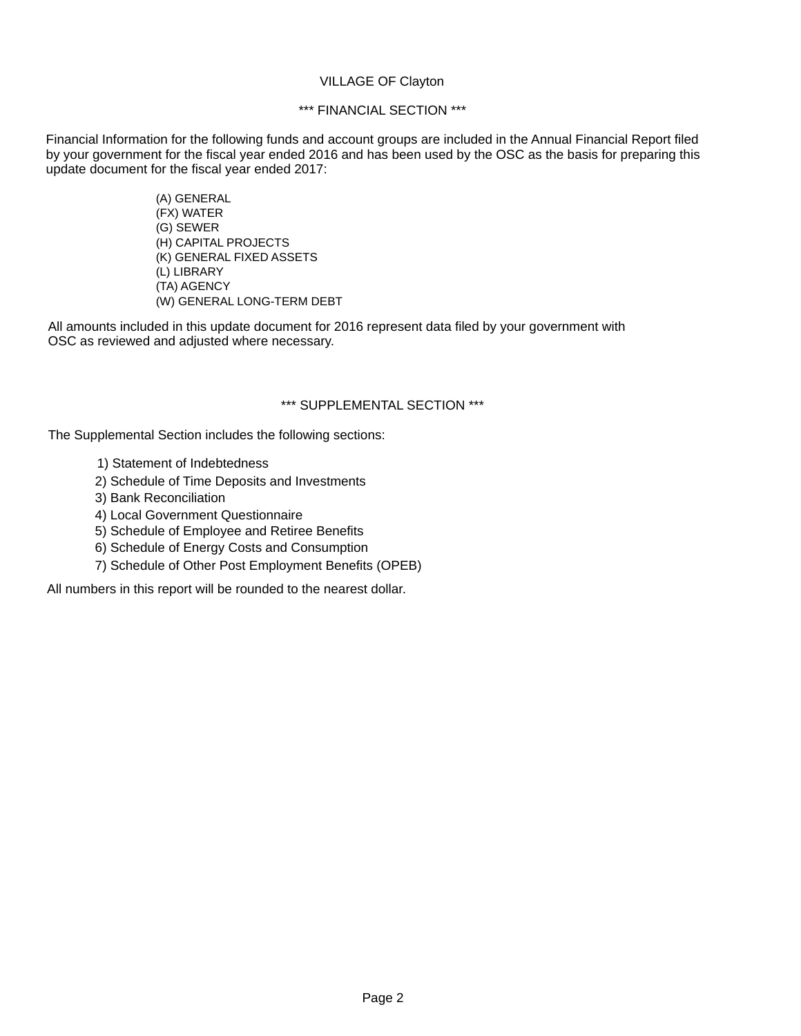VILLAGE OF Clayton

*** FINANCIAL SECTION ***

Financial Information for the following funds and account groups are included in the Annual Financial Report filed by your government for the fiscal year ended 2016 and has been used by the OSC as the basis for preparing this update document for the fiscal year ended 2017:

- (A) GENERAL
- (FX) WATER
- (G) SEWER
- (H) CAPITAL PROJECTS
- (K) GENERAL FIXED ASSETS
- (L) LIBRARY
- (TA) AGENCY
- (W) GENERAL LONG-TERM DEBT

All amounts included in this update document for 2016 represent data filed by your government with OSC as reviewed and adjusted where necessary.

*** SUPPLEMENTAL SECTION ***

The Supplemental Section includes the following sections:

1) Statement of Indebtedness
2) Schedule of Time Deposits and Investments
3) Bank Reconciliation
4) Local Government Questionnaire
5) Schedule of Employee and Retiree Benefits
6) Schedule of Energy Costs and Consumption
7) Schedule of Other Post Employment Benefits (OPEB)

All numbers in this report will be rounded to the nearest dollar.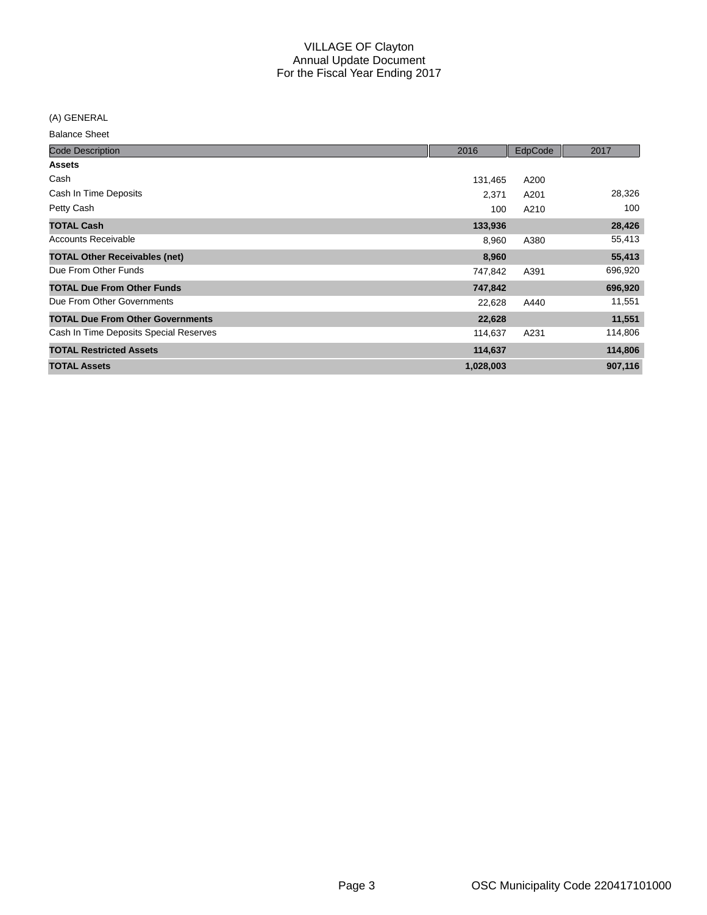# VILLAGE OF Clayton
## Annual Update Document
## For the Fiscal Year Ending 2017

(A) GENERAL

Balance Sheet

| Code Description | 2016 | EdpCode | 2017 |
|---|---|---|---|
| **Assets** | | | |
| Cash | 131,465 | A200 | |
| Cash In Time Deposits | 2,371 | A201 | 28,326 |
| Petty Cash | 100 | A210 | 100 |
| **TOTAL Cash** | **133,936** | | **28,426** |
| Accounts Receivable | 8,960 | A380 | 55,413 |
| **TOTAL Other Receivables (net)** | **8,960** | | **55,413** |
| Due From Other Funds | 747,842 | A391 | 696,920 |
| **TOTAL Due From Other Funds** | **747,842** | | **696,920** |
| Due From Other Governments | 22,628 | A440 | 11,551 |
| **TOTAL Due From Other Governments** | **22,628** | | **11,551** |
| Cash In Time Deposits Special Reserves | 114,637 | A231 | 114,806 |
| **TOTAL Restricted Assets** | **114,637** | | **114,806** |
| **TOTAL Assets** | **1,028,003** | | **907,116** |

OSC Municipality Code 220417101000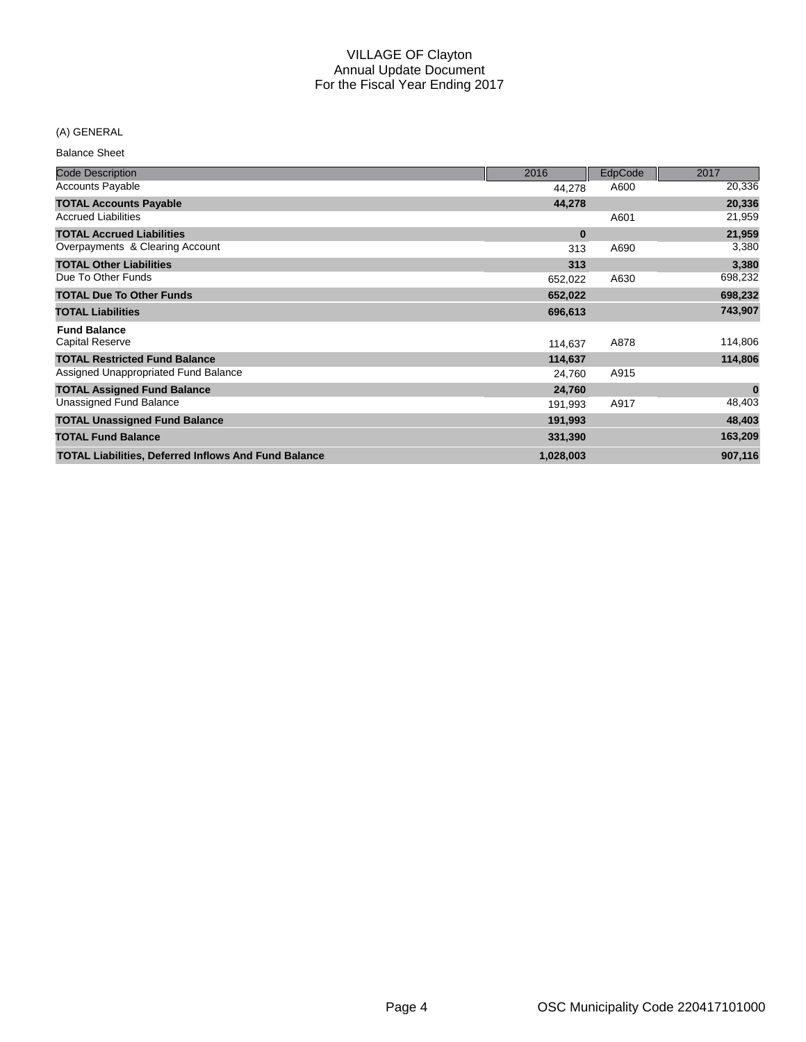# VILLAGE OF Clayton
## Annual Update Document
## For the Fiscal Year Ending 2017

(A) GENERAL

Balance Sheet

| Code Description | 2016 | EdpCode | 2017 |
|---|---|---|---|
| Accounts Payable | 44,278 | A600 | 20,336 |
| **TOTAL Accounts Payable** | **44,278** | | **20,336** |
| Accrued Liabilities | | A601 | 21,959 |
| **TOTAL Accrued Liabilities** | **0** | | **21,959** |
| Overpayments & Clearing Account | 313 | A690 | 3,380 |
| **TOTAL Other Liabilities** | **313** | | **3,380** |
| Due To Other Funds | 652,022 | A630 | 698,232 |
| **TOTAL Due To Other Funds** | **652,022** | | **698,232** |
| **TOTAL Liabilities** | **696,613** | | **743,907** |
| **Fund Balance** | | | |
| Capital Reserve | 114,637 | A878 | 114,806 |
| **TOTAL Restricted Fund Balance** | **114,637** | | **114,806** |
| Assigned Unappropriated Fund Balance | 24,760 | A915 | |
| **TOTAL Assigned Fund Balance** | **24,760** | | **0** |
| Unassigned Fund Balance | 191,993 | A917 | 48,403 |
| **TOTAL Unassigned Fund Balance** | **191,993** | | **48,403** |
| **TOTAL Fund Balance** | **331,390** | | **163,209** |
| **TOTAL Liabilities, Deferred Inflows And Fund Balance** | **1,028,003** | | **907,116** |

OSC Municipality Code 220417101000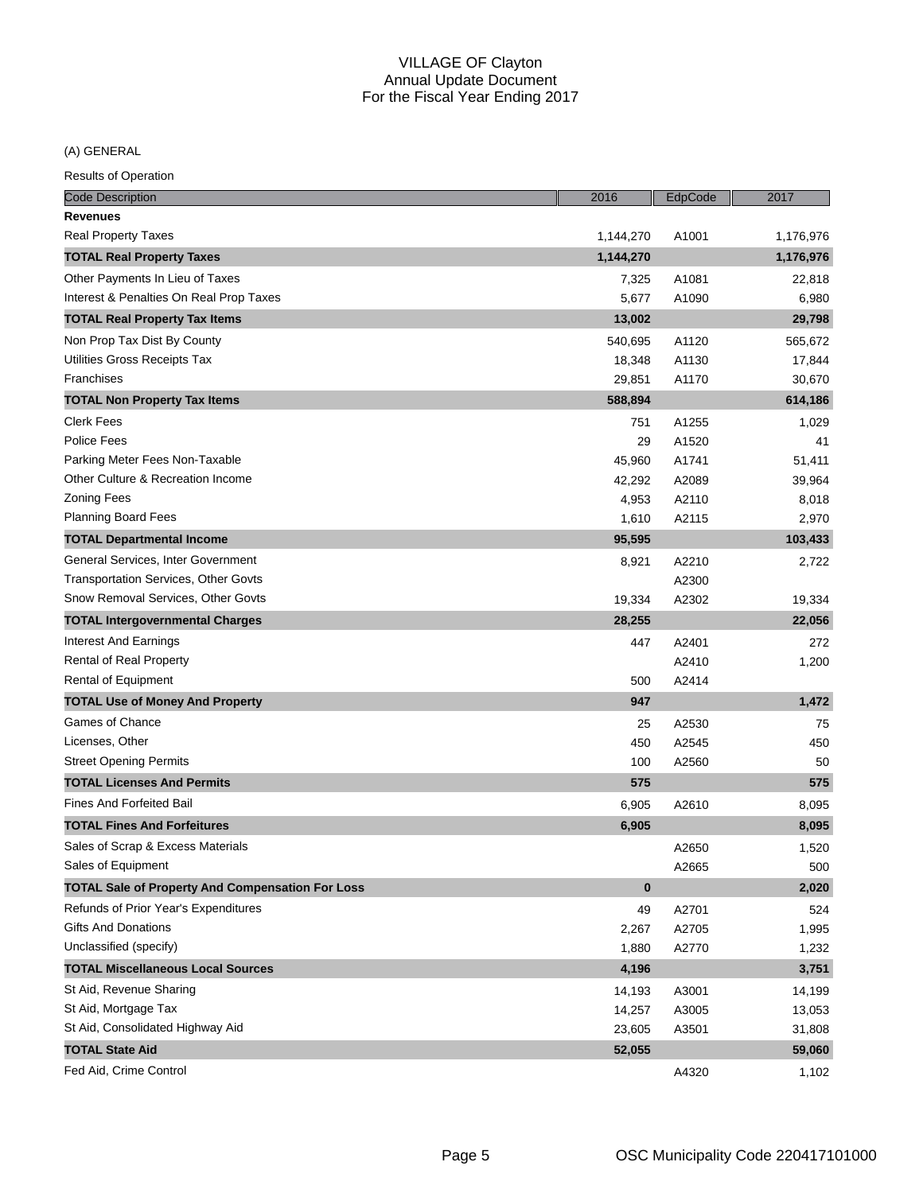# VILLAGE OF Clayton
## Annual Update Document
## For the Fiscal Year Ending 2017

(A) GENERAL

Results of Operation

| Code Description | 2016 | EdpCode | 2017 |
|---|---|---|---|
| **Revenues** | | | |
| Real Property Taxes | 1,144,270 | A1001 | 1,176,976 |
| **TOTAL Real Property Taxes** | **1,144,270** | | **1,176,976** |
| Other Payments In Lieu of Taxes | 7,325 | A1081 | 22,818 |
| Interest & Penalties On Real Prop Taxes | 5,677 | A1090 | 6,980 |
| **TOTAL Real Property Tax Items** | **13,002** | | **29,798** |
| Non Prop Tax Dist By County | 540,695 | A1120 | 565,672 |
| Utilities Gross Receipts Tax | 18,348 | A1130 | 17,844 |
| Franchises | 29,851 | A1170 | 30,670 |
| **TOTAL Non Property Tax Items** | **588,894** | | **614,186** |
| Clerk Fees | 751 | A1255 | 1,029 |
| Police Fees | 29 | A1520 | 41 |
| Parking Meter Fees Non-Taxable | 45,960 | A1741 | 51,411 |
| Other Culture & Recreation Income | 42,292 | A2089 | 39,964 |
| Zoning Fees | 4,953 | A2110 | 8,018 |
| Planning Board Fees | 1,610 | A2115 | 2,970 |
| **TOTAL Departmental Income** | **95,595** | | **103,433** |
| General Services, Inter Government | 8,921 | A2210 | 2,722 |
| Transportation Services, Other Govts | | A2300 | |
| Snow Removal Services, Other Govts | 19,334 | A2302 | 19,334 |
| **TOTAL Intergovernmental Charges** | **28,255** | | **22,056** |
| Interest And Earnings | 447 | A2401 | 272 |
| Rental of Real Property | | A2410 | 1,200 |
| Rental of Equipment | 500 | A2414 | |
| **TOTAL Use of Money And Property** | **947** | | **1,472** |
| Games of Chance | 25 | A2530 | 75 |
| Licenses, Other | 450 | A2545 | 450 |
| Street Opening Permits | 100 | A2560 | 50 |
| **TOTAL Licenses And Permits** | **575** | | **575** |
| Fines And Forfeited Bail | 6,905 | A2610 | 8,095 |
| **TOTAL Fines And Forfeitures** | **6,905** | | **8,095** |
| Sales of Scrap & Excess Materials | | A2650 | 1,520 |
| Sales of Equipment | | A2665 | 500 |
| **TOTAL Sale of Property And Compensation For Loss** | **0** | | **2,020** |
| Refunds of Prior Year's Expenditures | 49 | A2701 | 524 |
| Gifts And Donations | 2,267 | A2705 | 1,995 |
| Unclassified (specify) | 1,880 | A2770 | 1,232 |
| **TOTAL Miscellaneous Local Sources** | **4,196** | | **3,751** |
| St Aid, Revenue Sharing | 14,193 | A3001 | 14,199 |
| St Aid, Mortgage Tax | 14,257 | A3005 | 13,053 |
| St Aid, Consolidated Highway Aid | 23,605 | A3501 | 31,808 |
| **TOTAL State Aid** | **52,055** | | **59,060** |
| Fed Aid, Crime Control | | A4320 | 1,102 |

OSC Municipality Code 220417101000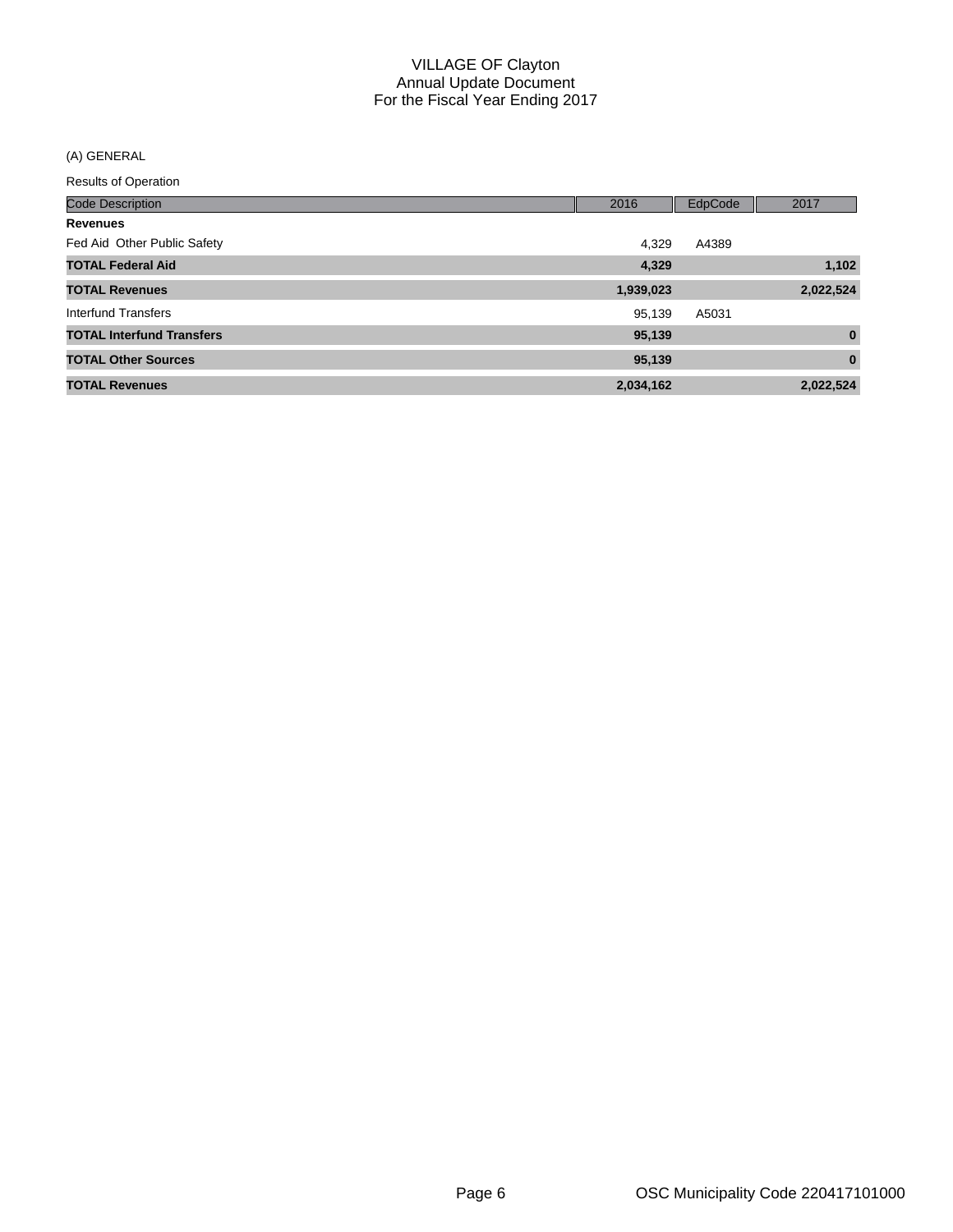# VILLAGE OF Clayton
## Annual Update Document
## For the Fiscal Year Ending 2017

(A) GENERAL

Results of Operation

| Code Description | 2016 | EdpCode | 2017 |
|---|---|---|---|
| **Revenues** | | | |
| Fed Aid Other Public Safety | 4,329 | A4389 | |
| **TOTAL Federal Aid** | **4,329** | | **1,102** |
| **TOTAL Revenues** | **1,939,023** | | **2,022,524** |
| Interfund Transfers | 95,139 | A5031 | |
| **TOTAL Interfund Transfers** | **95,139** | | **0** |
| **TOTAL Other Sources** | **95,139** | | **0** |
| **TOTAL Revenues** | **2,034,162** | | **2,022,524** |

OSC Municipality Code 220417101000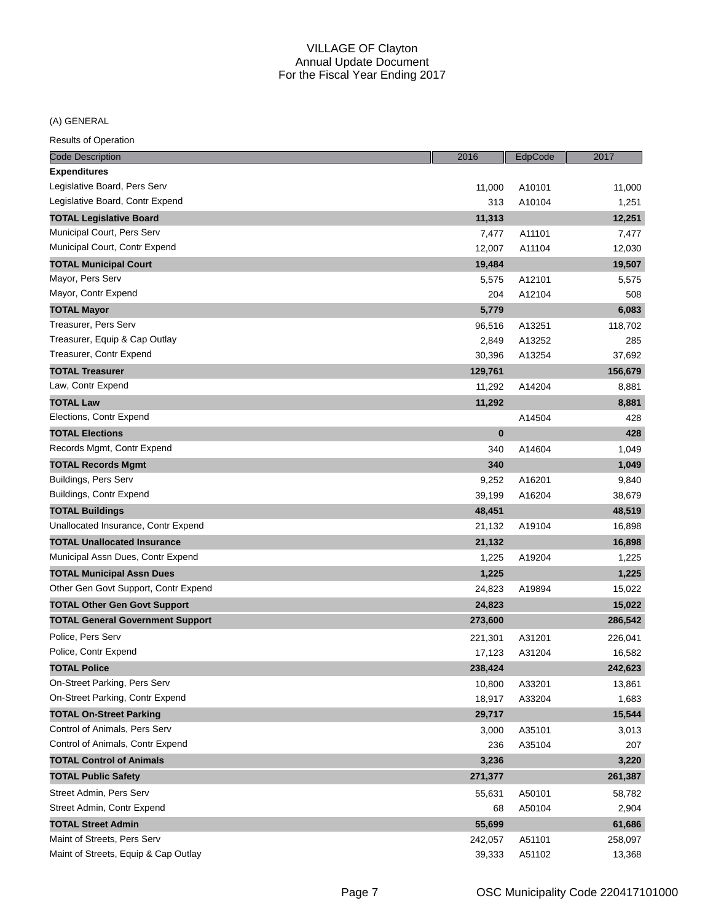# VILLAGE OF Clayton
## Annual Update Document
## For the Fiscal Year Ending 2017

(A) GENERAL

Results of Operation

| Code Description | 2016 | EdpCode | 2017 |
|---|---|---|---|
| **Expenditures** | | | |
| Legislative Board, Pers Serv | 11,000 | A10101 | 11,000 |
| Legislative Board, Contr Expend | 313 | A10104 | 1,251 |
| **TOTAL Legislative Board** | **11,313** | | **12,251** |
| Municipal Court, Pers Serv | 7,477 | A11101 | 7,477 |
| Municipal Court, Contr Expend | 12,007 | A11104 | 12,030 |
| **TOTAL Municipal Court** | **19,484** | | **19,507** |
| Mayor, Pers Serv | 5,575 | A12101 | 5,575 |
| Mayor, Contr Expend | 204 | A12104 | 508 |
| **TOTAL Mayor** | **5,779** | | **6,083** |
| Treasurer, Pers Serv | 96,516 | A13251 | 118,702 |
| Treasurer, Equip & Cap Outlay | 2,849 | A13252 | 285 |
| Treasurer, Contr Expend | 30,396 | A13254 | 37,692 |
| **TOTAL Treasurer** | **129,761** | | **156,679** |
| Law, Contr Expend | 11,292 | A14204 | 8,881 |
| **TOTAL Law** | **11,292** | | **8,881** |
| Elections, Contr Expend | | A14504 | 428 |
| **TOTAL Elections** | **0** | | **428** |
| Records Mgmt, Contr Expend | 340 | A14604 | 1,049 |
| **TOTAL Records Mgmt** | **340** | | **1,049** |
| Buildings, Pers Serv | 9,252 | A16201 | 9,840 |
| Buildings, Contr Expend | 39,199 | A16204 | 38,679 |
| **TOTAL Buildings** | **48,451** | | **48,519** |
| Unallocated Insurance, Contr Expend | 21,132 | A19104 | 16,898 |
| **TOTAL Unallocated Insurance** | **21,132** | | **16,898** |
| Municipal Assn Dues, Contr Expend | 1,225 | A19204 | 1,225 |
| **TOTAL Municipal Assn Dues** | **1,225** | | **1,225** |
| Other Gen Govt Support, Contr Expend | 24,823 | A19894 | 15,022 |
| **TOTAL Other Gen Govt Support** | **24,823** | | **15,022** |
| **TOTAL General Government Support** | **273,600** | | **286,542** |
| Police, Pers Serv | 221,301 | A31201 | 226,041 |
| Police, Contr Expend | 17,123 | A31204 | 16,582 |
| **TOTAL Police** | **238,424** | | **242,623** |
| On-Street Parking, Pers Serv | 10,800 | A33201 | 13,861 |
| On-Street Parking, Contr Expend | 18,917 | A33204 | 1,683 |
| **TOTAL On-Street Parking** | **29,717** | | **15,544** |
| Control of Animals, Pers Serv | 3,000 | A35101 | 3,013 |
| Control of Animals, Contr Expend | 236 | A35104 | 207 |
| **TOTAL Control of Animals** | **3,236** | | **3,220** |
| **TOTAL Public Safety** | **271,377** | | **261,387** |
| Street Admin, Pers Serv | 55,631 | A50101 | 58,782 |
| Street Admin, Contr Expend | 68 | A50104 | 2,904 |
| **TOTAL Street Admin** | **55,699** | | **61,686** |
| Maint of Streets, Pers Serv | 242,057 | A51101 | 258,097 |
| Maint of Streets, Equip & Cap Outlay | 39,333 | A51102 | 13,368 |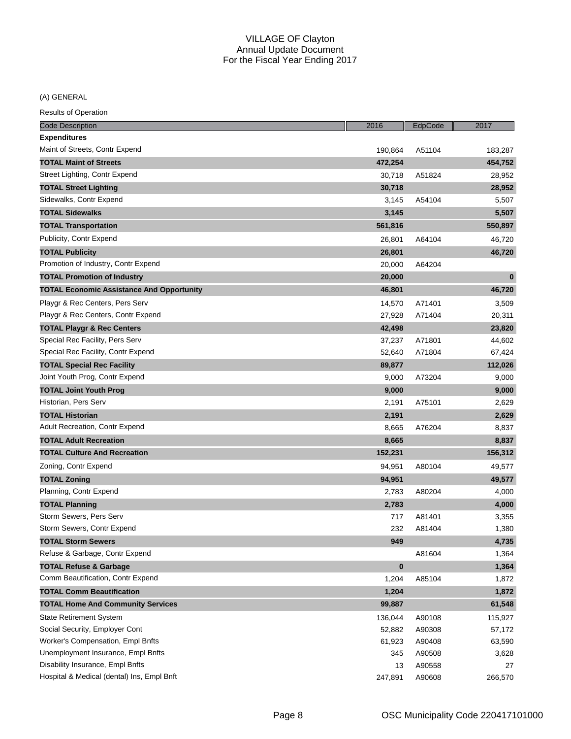VILLAGE OF Clayton
Annual Update Document
For the Fiscal Year Ending 2017

(A) GENERAL

Results of Operation

| Code Description | 2016 | EdpCode | 2017 |
|---|---|---|---|
| **Expenditures** | | | |
| Maint of Streets, Contr Expend | 190,864 | A51104 | 183,287 |
| **TOTAL Maint of Streets** | **472,254** | | **454,752** |
| Street Lighting, Contr Expend | 30,718 | A51824 | 28,952 |
| **TOTAL Street Lighting** | **30,718** | | **28,952** |
| Sidewalks, Contr Expend | 3,145 | A54104 | 5,507 |
| **TOTAL Sidewalks** | **3,145** | | **5,507** |
| **TOTAL Transportation** | **561,816** | | **550,897** |
| Publicity, Contr Expend | 26,801 | A64104 | 46,720 |
| **TOTAL Publicity** | **26,801** | | **46,720** |
| Promotion of Industry, Contr Expend | 20,000 | A64204 | |
| **TOTAL Promotion of Industry** | **20,000** | | **0** |
| **TOTAL Economic Assistance And Opportunity** | **46,801** | | **46,720** |
| Playgr & Rec Centers, Pers Serv | 14,570 | A71401 | 3,509 |
| Playgr & Rec Centers, Contr Expend | 27,928 | A71404 | 20,311 |
| **TOTAL Playgr & Rec Centers** | **42,498** | | **23,820** |
| Special Rec Facility, Pers Serv | 37,237 | A71801 | 44,602 |
| Special Rec Facility, Contr Expend | 52,640 | A71804 | 67,424 |
| **TOTAL Special Rec Facility** | **89,877** | | **112,026** |
| Joint Youth Prog, Contr Expend | 9,000 | A73204 | 9,000 |
| **TOTAL Joint Youth Prog** | **9,000** | | **9,000** |
| Historian, Pers Serv | 2,191 | A75101 | 2,629 |
| **TOTAL Historian** | **2,191** | | **2,629** |
| Adult Recreation, Contr Expend | 8,665 | A76204 | 8,837 |
| **TOTAL Adult Recreation** | **8,665** | | **8,837** |
| **TOTAL Culture And Recreation** | **152,231** | | **156,312** |
| Zoning, Contr Expend | 94,951 | A80104 | 49,577 |
| **TOTAL Zoning** | **94,951** | | **49,577** |
| Planning, Contr Expend | 2,783 | A80204 | 4,000 |
| **TOTAL Planning** | **2,783** | | **4,000** |
| Storm Sewers, Pers Serv | 717 | A81401 | 3,355 |
| Storm Sewers, Contr Expend | 232 | A81404 | 1,380 |
| **TOTAL Storm Sewers** | **949** | | **4,735** |
| Refuse & Garbage, Contr Expend | | A81604 | 1,364 |
| **TOTAL Refuse & Garbage** | **0** | | **1,364** |
| Comm Beautification, Contr Expend | 1,204 | A85104 | 1,872 |
| **TOTAL Comm Beautification** | **1,204** | | **1,872** |
| **TOTAL Home And Community Services** | **99,887** | | **61,548** |
| State Retirement System | 136,044 | A90108 | 115,927 |
| Social Security, Employer Cont | 52,882 | A90308 | 57,172 |
| Worker's Compensation, Empl Bnfts | 61,923 | A90408 | 63,590 |
| Unemployment Insurance, Empl Bnfts | 345 | A90508 | 3,628 |
| Disability Insurance, Empl Bnfts | 13 | A90558 | 27 |
| Hospital & Medical (dental) Ins, Empl Bnft | 247,891 | A90608 | 266,570 |

OSC Municipality Code 220417101000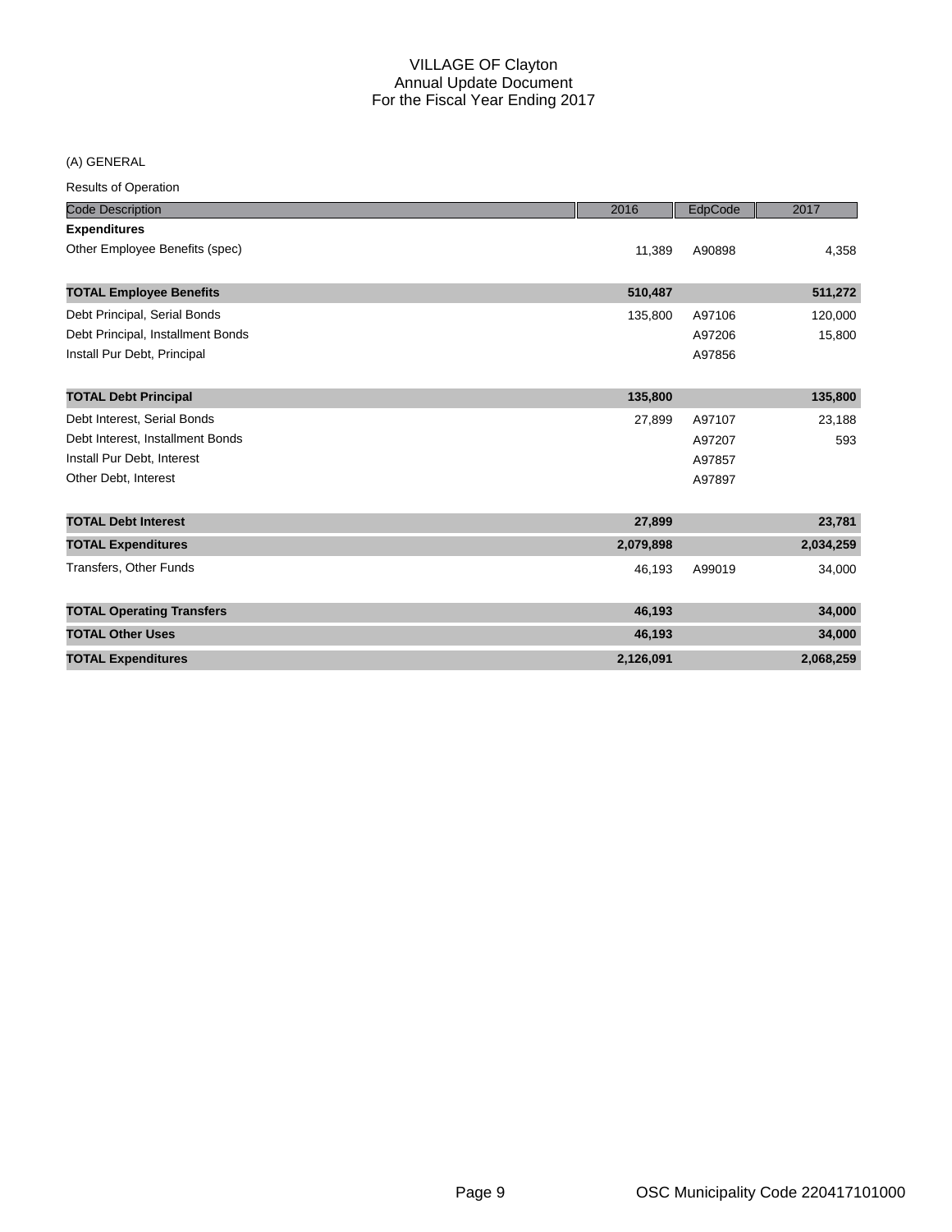# VILLAGE OF Clayton
## Annual Update Document
## For the Fiscal Year Ending 2017

(A) GENERAL

Results of Operation

| Code Description | 2016 | EdpCode | 2017 |
|---|---|---|---|
| **Expenditures** | | | |
| Other Employee Benefits (spec) | 11,389 | A90898 | 4,358 |
| **TOTAL Employee Benefits** | **510,487** | | **511,272** |
| Debt Principal, Serial Bonds | 135,800 | A97106 | 120,000 |
| Debt Principal, Installment Bonds | | A97206 | 15,800 |
| Install Pur Debt, Principal | | A97856 | |
| **TOTAL Debt Principal** | **135,800** | | **135,800** |
| Debt Interest, Serial Bonds | 27,899 | A97107 | 23,188 |
| Debt Interest, Installment Bonds | | A97207 | 593 |
| Install Pur Debt, Interest | | A97857 | |
| Other Debt, Interest | | A97897 | |
| **TOTAL Debt Interest** | **27,899** | | **23,781** |
| **TOTAL Expenditures** | **2,079,898** | | **2,034,259** |
| Transfers, Other Funds | 46,193 | A99019 | 34,000 |
| **TOTAL Operating Transfers** | **46,193** | | **34,000** |
| **TOTAL Other Uses** | **46,193** | | **34,000** |
| **TOTAL Expenditures** | **2,126,091** | | **2,068,259** |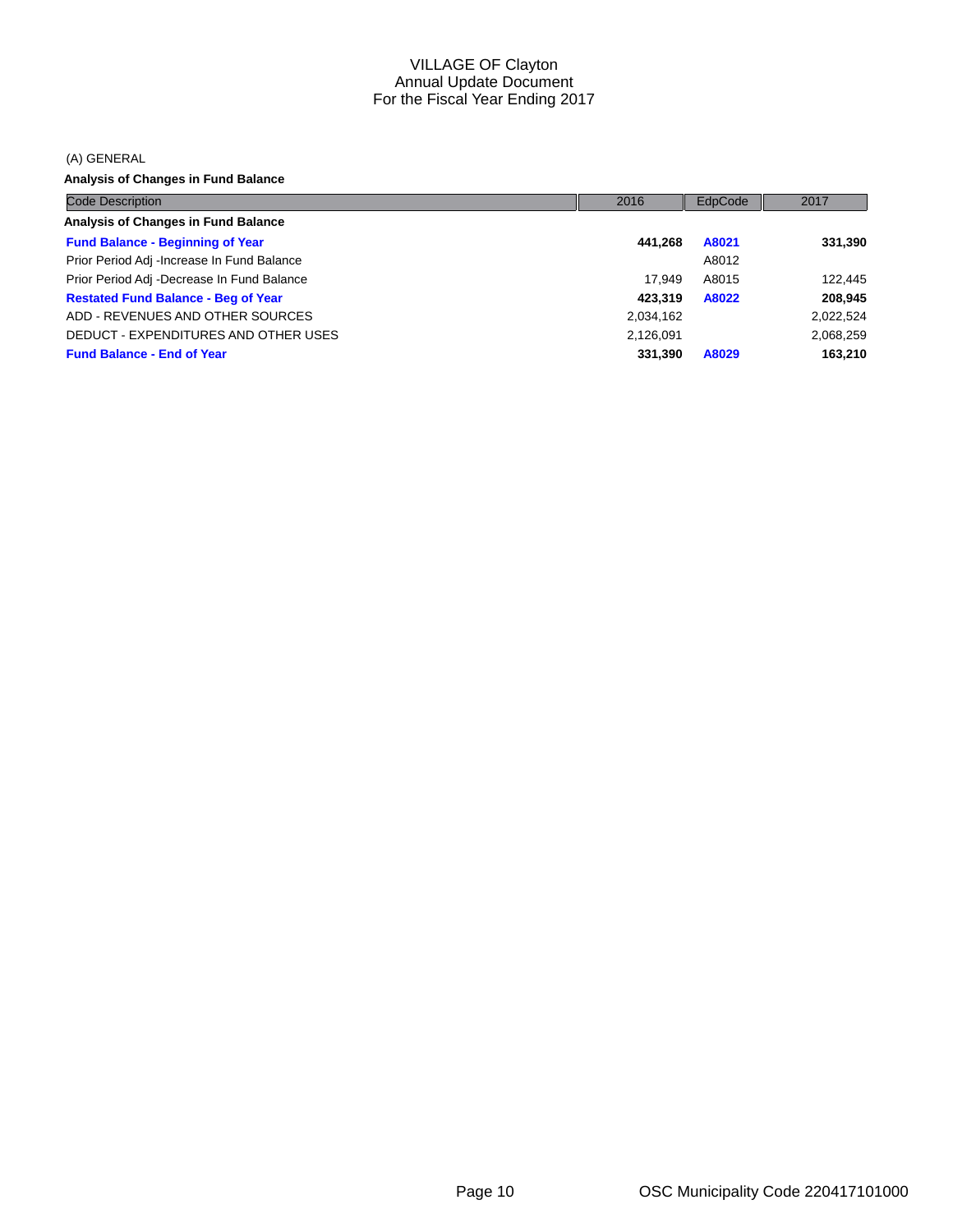VILLAGE OF Clayton
Annual Update Document
For the Fiscal Year Ending 2017

(A) GENERAL

**Analysis of Changes in Fund Balance**

| Code Description | 2016 | EdpCode | 2017 |
| --- | --- | --- | --- |
| **Analysis of Changes in Fund Balance** | | | |
| **Fund Balance - Beginning of Year** | **441,268** | **A8021** | **331,390** |
| Prior Period Adj -Increase In Fund Balance | | A8012 | |
| Prior Period Adj -Decrease In Fund Balance | 17,949 | A8015 | 122,445 |
| **Restated Fund Balance - Beg of Year** | **423,319** | **A8022** | **208,945** |
| ADD - REVENUES AND OTHER SOURCES | 2,034,162 | | 2,022,524 |
| DEDUCT - EXPENDITURES AND OTHER USES | 2,126,091 | | 2,068,259 |
| **Fund Balance - End of Year** | **331,390** | **A8029** | **163,210** |

OSC Municipality Code 220417101000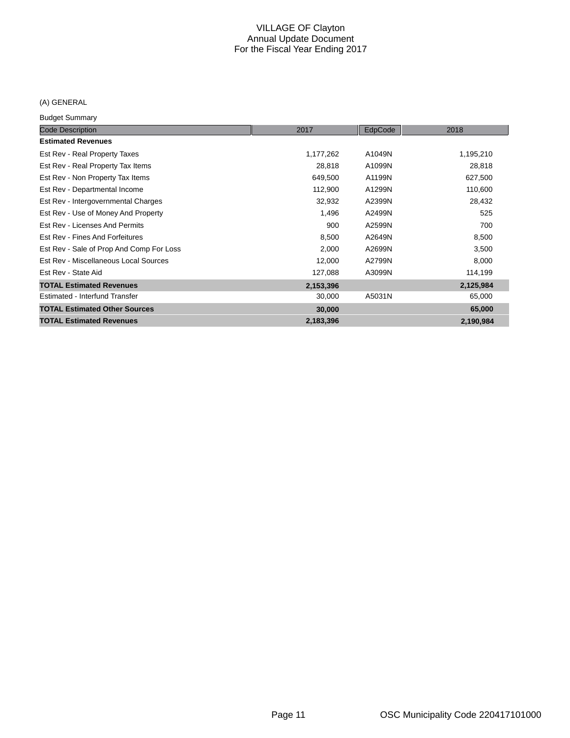# VILLAGE OF Clayton
## Annual Update Document
### For the Fiscal Year Ending 2017

(A) GENERAL

Budget Summary

| Code Description | 2017 | EdpCode | 2018 |
|---|---|---|---|
| **Estimated Revenues** | | | |
| Est Rev - Real Property Taxes | 1,177,262 | A1049N | 1,195,210 |
| Est Rev - Real Property Tax Items | 28,818 | A1099N | 28,818 |
| Est Rev - Non Property Tax Items | 649,500 | A1199N | 627,500 |
| Est Rev - Departmental Income | 112,900 | A1299N | 110,600 |
| Est Rev - Intergovernmental Charges | 32,932 | A2399N | 28,432 |
| Est Rev - Use of Money And Property | 1,496 | A2499N | 525 |
| Est Rev - Licenses And Permits | 900 | A2599N | 700 |
| Est Rev - Fines And Forfeitures | 8,500 | A2649N | 8,500 |
| Est Rev - Sale of Prop And Comp For Loss | 2,000 | A2699N | 3,500 |
| Est Rev - Miscellaneous Local Sources | 12,000 | A2799N | 8,000 |
| Est Rev - State Aid | 127,088 | A3099N | 114,199 |
| **TOTAL Estimated Revenues** | **2,153,396** | | **2,125,984** |
| Estimated - Interfund Transfer | 30,000 | A5031N | 65,000 |
| **TOTAL Estimated Other Sources** | **30,000** | | **65,000** |
| **TOTAL Estimated Revenues** | **2,183,396** | | **2,190,984** |

OSC Municipality Code 220417101000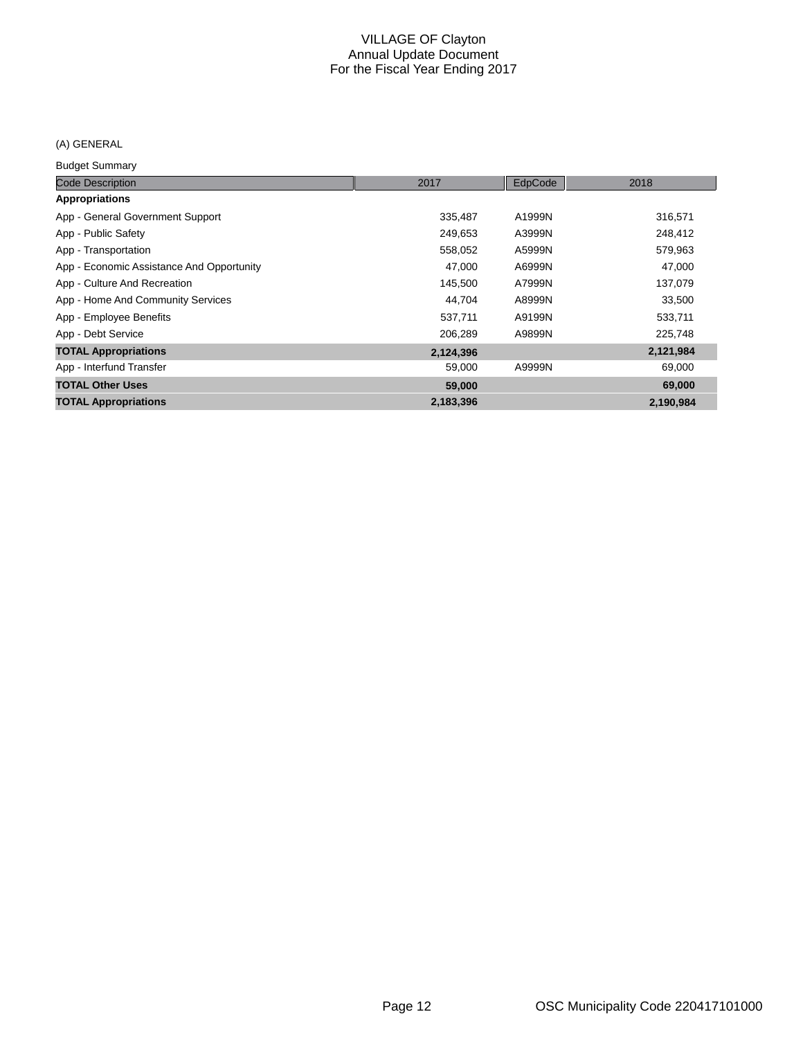VILLAGE OF Clayton
Annual Update Document
For the Fiscal Year Ending 2017

(A) GENERAL

Budget Summary

| Code Description | 2017 | EdpCode | 2018 |
|---|---|---|---|
| **Appropriations** | | | |
| App - General Government Support | 335,487 | A1999N | 316,571 |
| App - Public Safety | 249,653 | A3999N | 248,412 |
| App - Transportation | 558,052 | A5999N | 579,963 |
| App - Economic Assistance And Opportunity | 47,000 | A6999N | 47,000 |
| App - Culture And Recreation | 145,500 | A7999N | 137,079 |
| App - Home And Community Services | 44,704 | A8999N | 33,500 |
| App - Employee Benefits | 537,711 | A9199N | 533,711 |
| App - Debt Service | 206,289 | A9899N | 225,748 |
| **TOTAL Appropriations** | **2,124,396** | | **2,121,984** |
| App - Interfund Transfer | 59,000 | A9999N | 69,000 |
| **TOTAL Other Uses** | **59,000** | | **69,000** |
| **TOTAL Appropriations** | **2,183,396** | | **2,190,984** |

OSC Municipality Code 220417101000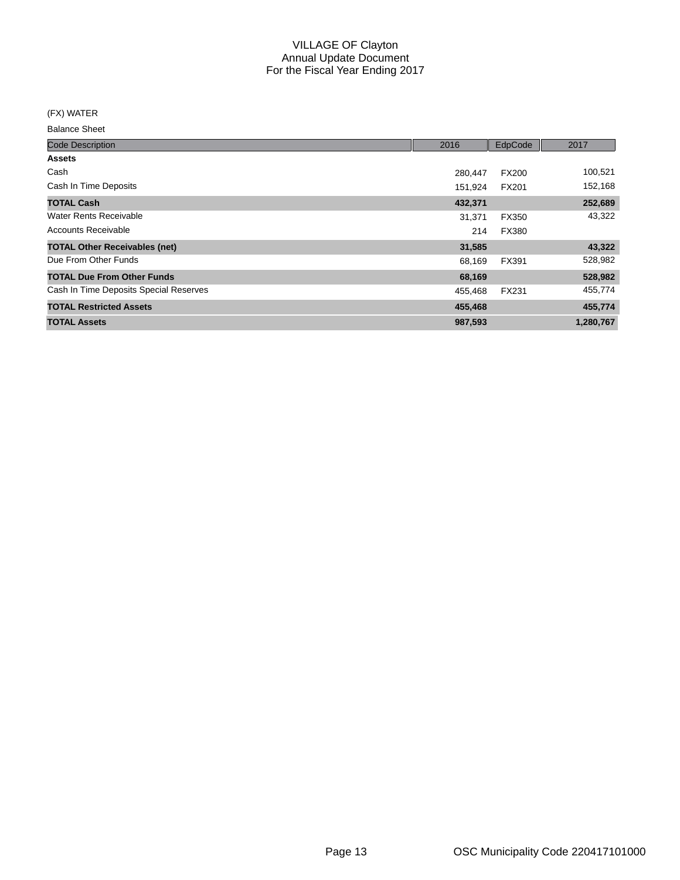# VILLAGE OF Clayton
## Annual Update Document
## For the Fiscal Year Ending 2017

(FX) WATER

Balance Sheet

| Code Description | 2016 | EdpCode | 2017 |
|---|---|---|---|
| **Assets** | | | |
| Cash | 280,447 | FX200 | 100,521 |
| Cash In Time Deposits | 151,924 | FX201 | 152,168 |
| **TOTAL Cash** | **432,371** | | **252,689** |
| Water Rents Receivable | 31,371 | FX350 | 43,322 |
| Accounts Receivable | 214 | FX380 | |
| **TOTAL Other Receivables (net)** | **31,585** | | **43,322** |
| Due From Other Funds | 68,169 | FX391 | 528,982 |
| **TOTAL Due From Other Funds** | **68,169** | | **528,982** |
| Cash In Time Deposits Special Reserves | 455,468 | FX231 | 455,774 |
| **TOTAL Restricted Assets** | **455,468** | | **455,774** |
| **TOTAL Assets** | **987,593** | | **1,280,767** |

OSC Municipality Code 220417101000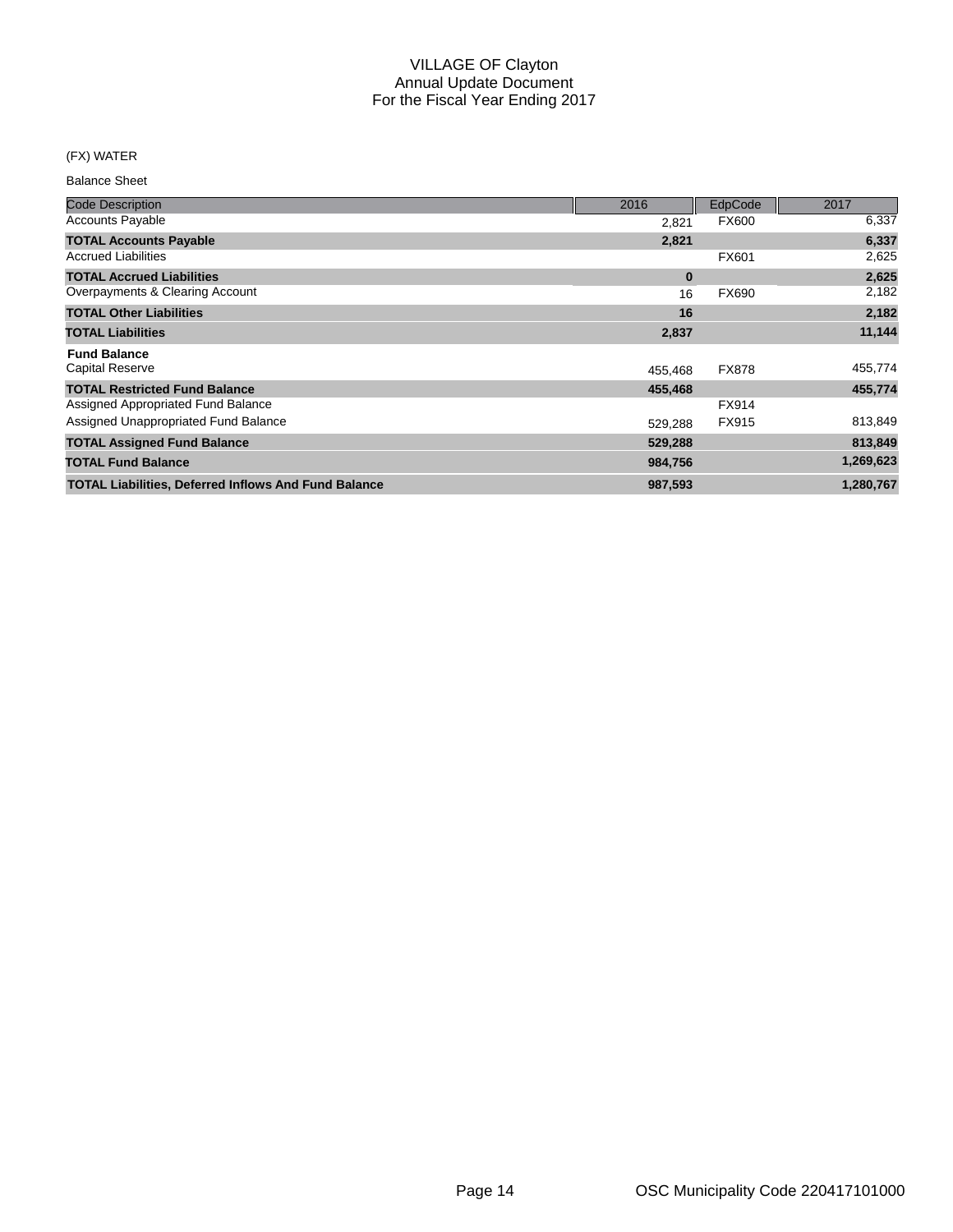# VILLAGE OF Clayton
## Annual Update Document
## For the Fiscal Year Ending 2017

(FX) WATER

Balance Sheet

| Code Description | 2016 | EdpCode | 2017 |
|---|---|---|---|
| Accounts Payable | 2,821 | FX600 | 6,337 |
| **TOTAL Accounts Payable** | **2,821** | | **6,337** |
| Accrued Liabilities | | FX601 | 2,625 |
| **TOTAL Accrued Liabilities** | **0** | | **2,625** |
| Overpayments & Clearing Account | 16 | FX690 | 2,182 |
| **TOTAL Other Liabilities** | **16** | | **2,182** |
| **TOTAL Liabilities** | **2,837** | | **11,144** |
| **Fund Balance** | | | |
| Capital Reserve | 455,468 | FX878 | 455,774 |
| **TOTAL Restricted Fund Balance** | **455,468** | | **455,774** |
| Assigned Appropriated Fund Balance | | FX914 | |
| Assigned Unappropriated Fund Balance | 529,288 | FX915 | 813,849 |
| **TOTAL Assigned Fund Balance** | **529,288** | | **813,849** |
| **TOTAL Fund Balance** | **984,756** | | **1,269,623** |
| **TOTAL Liabilities, Deferred Inflows And Fund Balance** | **987,593** | | **1,280,767** |

OSC Municipality Code 220417101000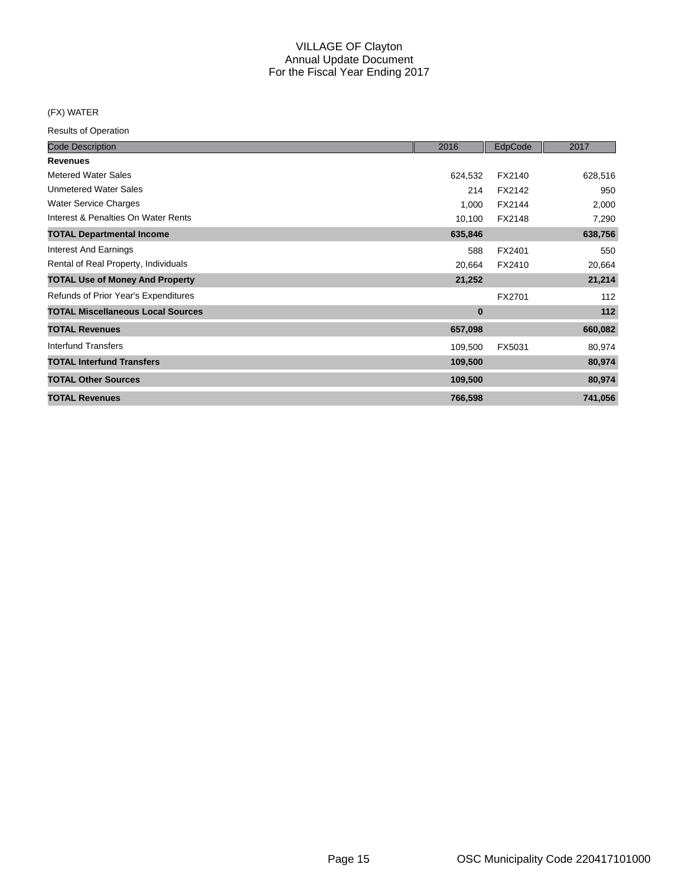# VILLAGE OF Clayton
## Annual Update Document
## For the Fiscal Year Ending 2017

(FX) WATER

Results of Operation

| Code Description | 2016 | EdpCode | 2017 |
|---|---|---|---|
| **Revenues** | | | |
| Metered Water Sales | 624,532 | FX2140 | 628,516 |
| Unmetered Water Sales | 214 | FX2142 | 950 |
| Water Service Charges | 1,000 | FX2144 | 2,000 |
| Interest & Penalties On Water Rents | 10,100 | FX2148 | 7,290 |
| **TOTAL Departmental Income** | **635,846** | | **638,756** |
| Interest And Earnings | 588 | FX2401 | 550 |
| Rental of Real Property, Individuals | 20,664 | FX2410 | 20,664 |
| **TOTAL Use of Money And Property** | **21,252** | | **21,214** |
| Refunds of Prior Year's Expenditures | | FX2701 | 112 |
| **TOTAL Miscellaneous Local Sources** | **0** | | **112** |
| **TOTAL Revenues** | **657,098** | | **660,082** |
| Interfund Transfers | 109,500 | FX5031 | 80,974 |
| **TOTAL Interfund Transfers** | **109,500** | | **80,974** |
| **TOTAL Other Sources** | **109,500** | | **80,974** |
| **TOTAL Revenues** | **766,598** | | **741,056** |

OSC Municipality Code 220417101000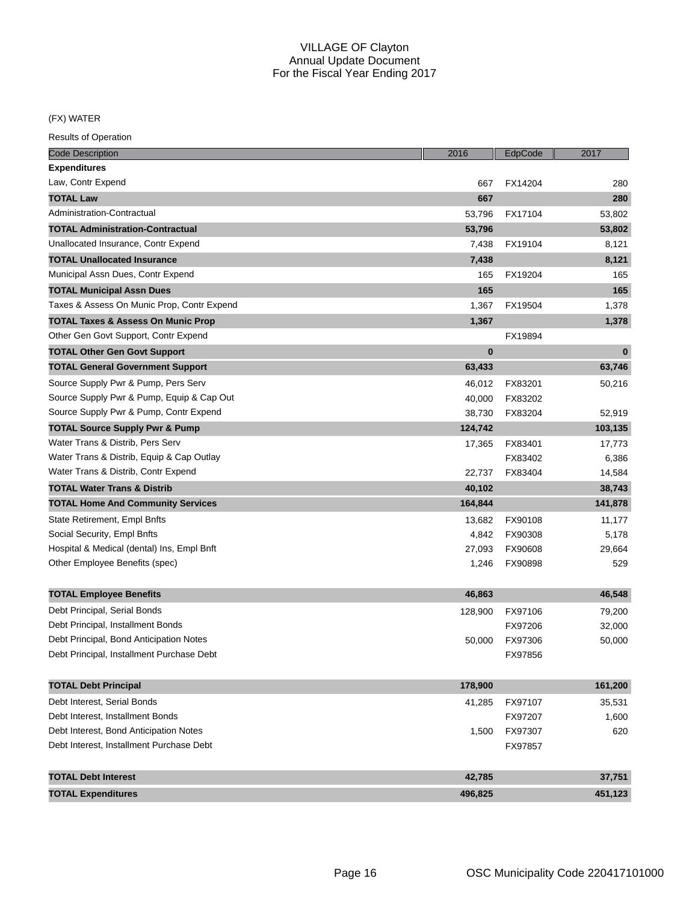# VILLAGE OF Clayton
## Annual Update Document
## For the Fiscal Year Ending 2017

(FX) WATER

Results of Operation

| Code Description | 2016 | EdpCode | 2017 |
|---|---|---|---|
| **Expenditures** | | | |
| Law, Contr Expend | 667 | FX14204 | 280 |
| **TOTAL Law** | **667** | | **280** |
| Administration-Contractual | 53,796 | FX17104 | 53,802 |
| **TOTAL Administration-Contractual** | **53,796** | | **53,802** |
| Unallocated Insurance, Contr Expend | 7,438 | FX19104 | 8,121 |
| **TOTAL Unallocated Insurance** | **7,438** | | **8,121** |
| Municipal Assn Dues, Contr Expend | 165 | FX19204 | 165 |
| **TOTAL Municipal Assn Dues** | **165** | | **165** |
| Taxes & Assess On Munic Prop, Contr Expend | 1,367 | FX19504 | 1,378 |
| **TOTAL Taxes & Assess On Munic Prop** | **1,367** | | **1,378** |
| Other Gen Govt Support, Contr Expend | | FX19894 | |
| **TOTAL Other Gen Govt Support** | **0** | | **0** |
| **TOTAL General Government Support** | **63,433** | | **63,746** |
| Source Supply Pwr & Pump, Pers Serv | 46,012 | FX83201 | 50,216 |
| Source Supply Pwr & Pump, Equip & Cap Out | 40,000 | FX83202 | |
| Source Supply Pwr & Pump, Contr Expend | 38,730 | FX83204 | 52,919 |
| **TOTAL Source Supply Pwr & Pump** | **124,742** | | **103,135** |
| Water Trans & Distrib, Pers Serv | 17,365 | FX83401 | 17,773 |
| Water Trans & Distrib, Equip & Cap Outlay | | FX83402 | 6,386 |
| Water Trans & Distrib, Contr Expend | 22,737 | FX83404 | 14,584 |
| **TOTAL Water Trans & Distrib** | **40,102** | | **38,743** |
| **TOTAL Home And Community Services** | **164,844** | | **141,878** |
| State Retirement, Empl Bnfts | 13,682 | FX90108 | 11,177 |
| Social Security, Empl Bnfts | 4,842 | FX90308 | 5,178 |
| Hospital & Medical (dental) Ins, Empl Bnft | 27,093 | FX90608 | 29,664 |
| Other Employee Benefits (spec) | 1,246 | FX90898 | 529 |
| **TOTAL Employee Benefits** | **46,863** | | **46,548** |
| Debt Principal, Serial Bonds | 128,900 | FX97106 | 79,200 |
| Debt Principal, Installment Bonds | | FX97206 | 32,000 |
| Debt Principal, Bond Anticipation Notes | 50,000 | FX97306 | 50,000 |
| Debt Principal, Installment Purchase Debt | | FX97856 | |
| **TOTAL Debt Principal** | **178,900** | | **161,200** |
| Debt Interest, Serial Bonds | 41,285 | FX97107 | 35,531 |
| Debt Interest, Installment Bonds | | FX97207 | 1,600 |
| Debt Interest, Bond Anticipation Notes | 1,500 | FX97307 | 620 |
| Debt Interest, Installment Purchase Debt | | FX97857 | |
| **TOTAL Debt Interest** | **42,785** | | **37,751** |
| **TOTAL Expenditures** | **496,825** | | **451,123** |

OSC Municipality Code 220417101000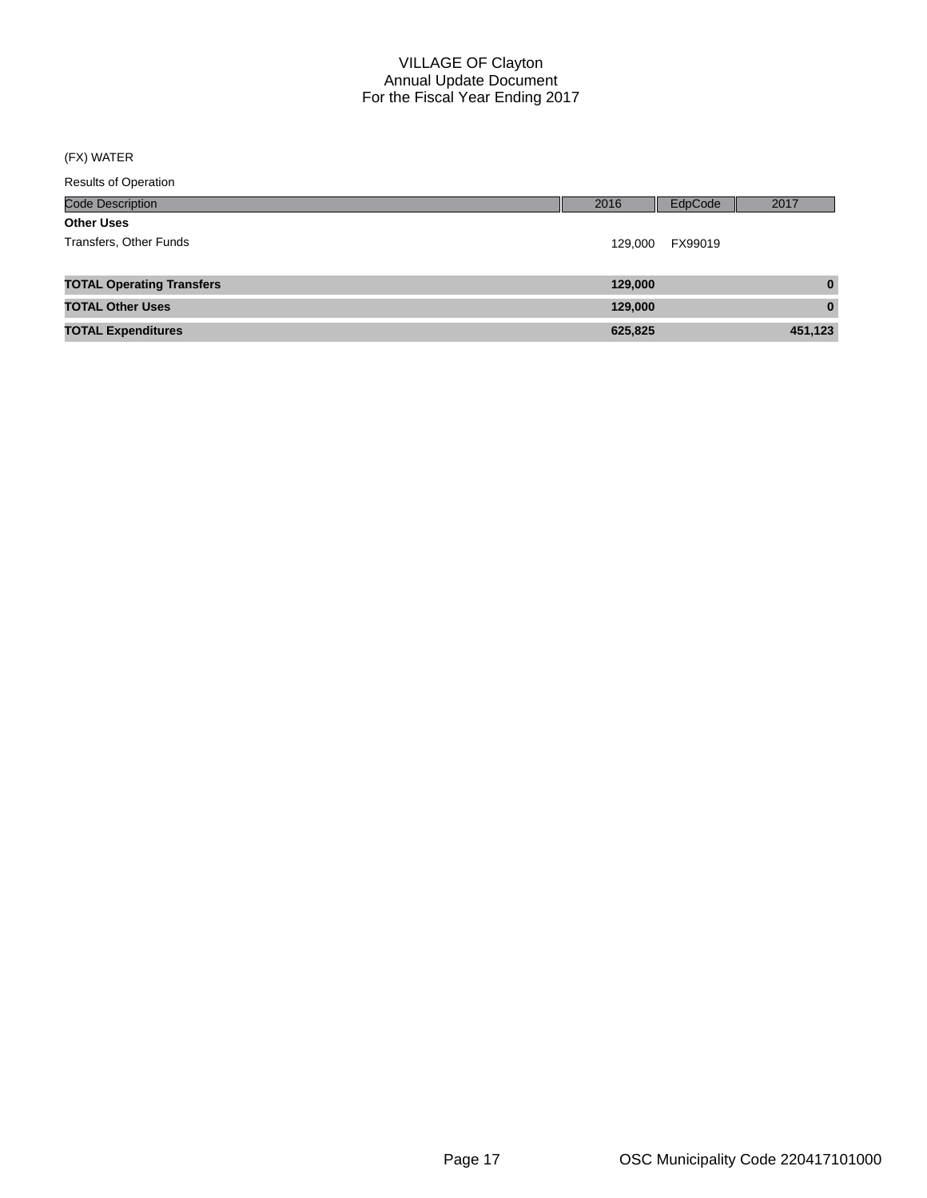# VILLAGE OF Clayton
## Annual Update Document
## For the Fiscal Year Ending 2017

(FX) WATER

Results of Operation

| Code Description | 2016 | EdpCode | 2017 |
|---|---|---|---|
| **Other Uses** | | | |
| Transfers, Other Funds | 129,000 | FX99019 | |
| **TOTAL Operating Transfers** | **129,000** | | **0** |
| **TOTAL Other Uses** | **129,000** | | **0** |
| **TOTAL Expenditures** | **625,825** | | **451,123** |

OSC Municipality Code 220417101000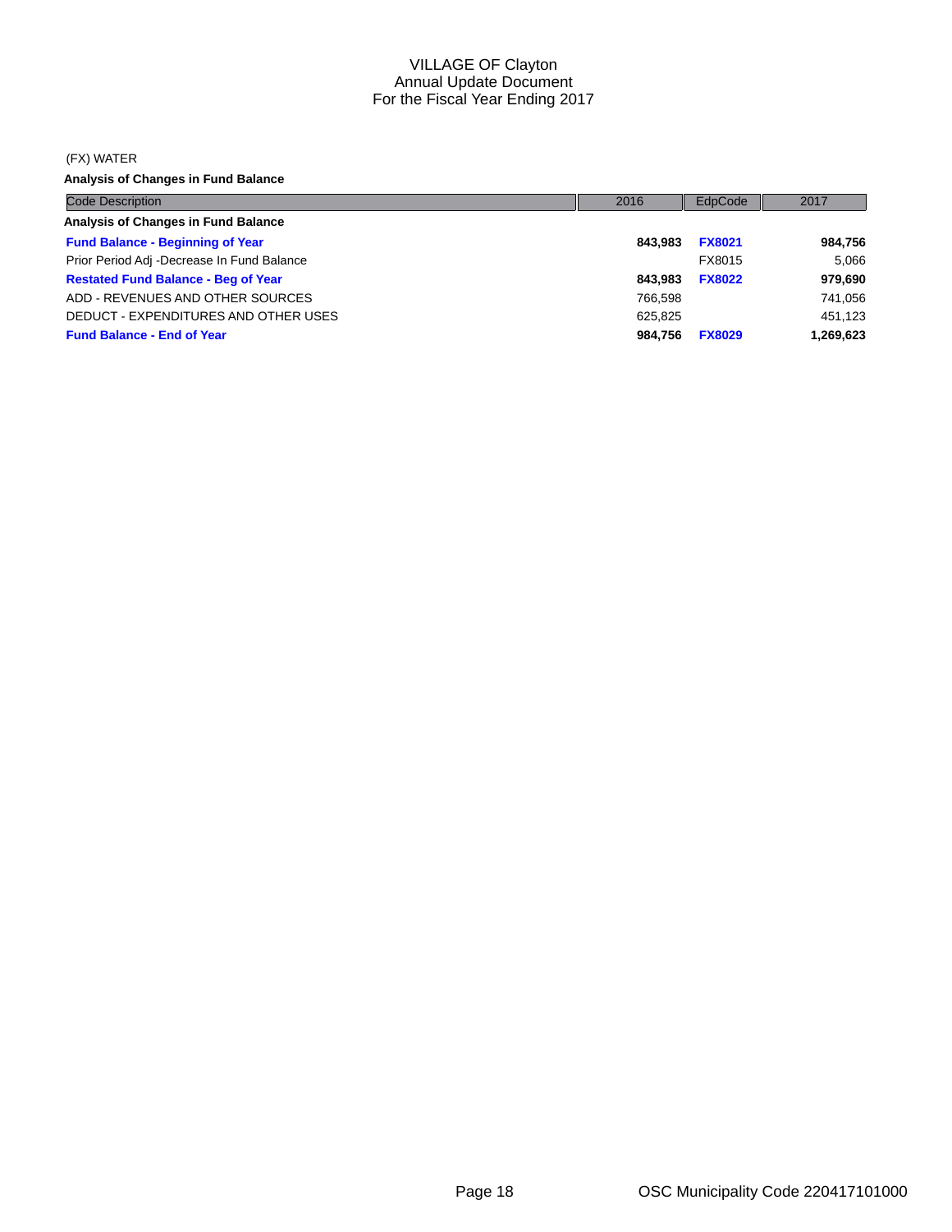VILLAGE OF Clayton
Annual Update Document
For the Fiscal Year Ending 2017

(FX) WATER

**Analysis of Changes in Fund Balance**

| Code Description | 2016 | EdpCode | 2017 |
|---|---|---|---|
| **Analysis of Changes in Fund Balance** | | | |
| **Fund Balance - Beginning of Year** | **843,983** | **FX8021** | **984,756** |
| Prior Period Adj -Decrease In Fund Balance | | FX8015 | 5,066 |
| **Restated Fund Balance - Beg of Year** | **843,983** | **FX8022** | **979,690** |
| ADD - REVENUES AND OTHER SOURCES | 766,598 | | 741,056 |
| DEDUCT - EXPENDITURES AND OTHER USES | 625,825 | | 451,123 |
| **Fund Balance - End of Year** | **984,756** | **FX8029** | **1,269,623** |

OSC Municipality Code 220417101000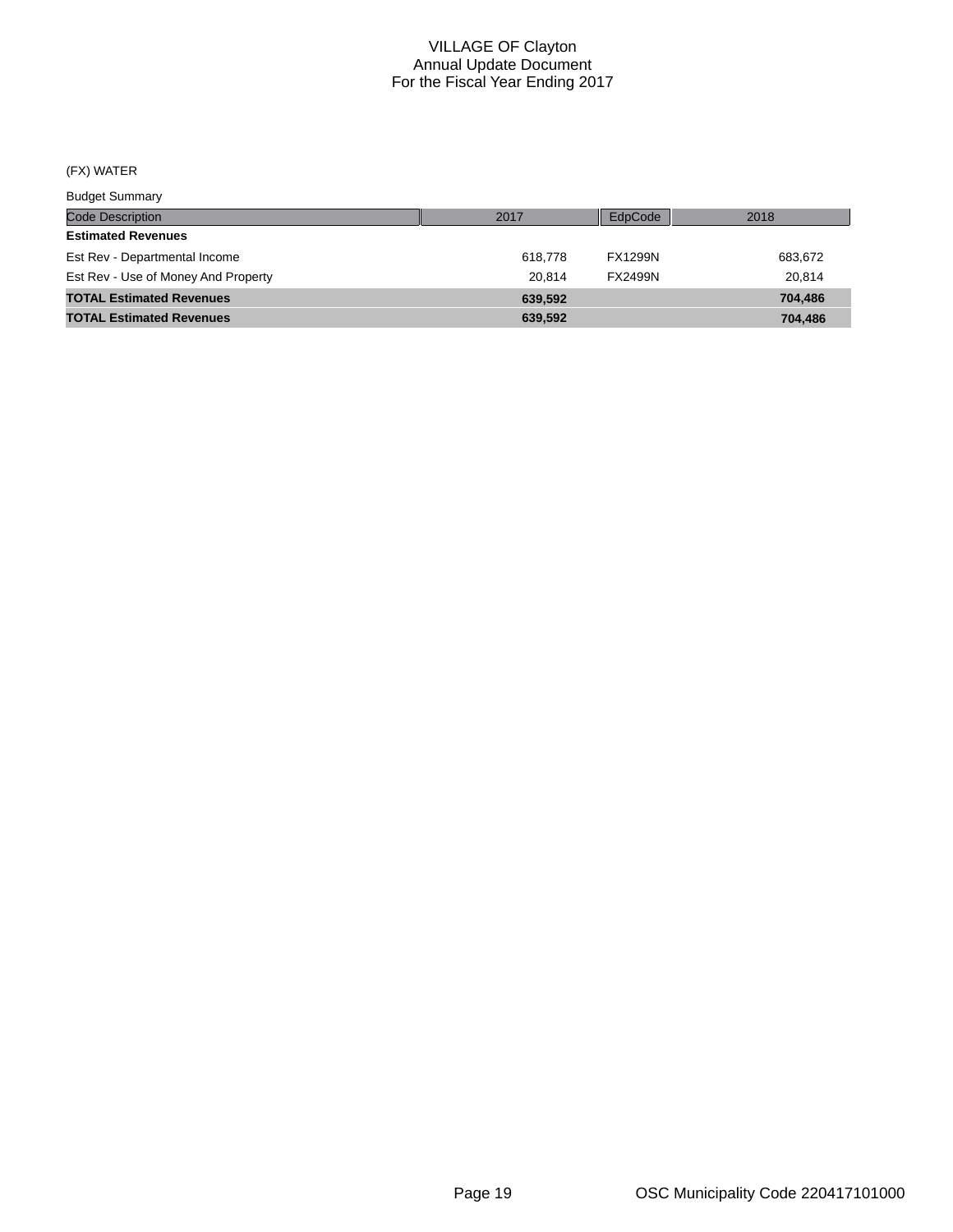# VILLAGE OF Clayton
## Annual Update Document
## For the Fiscal Year Ending 2017

(FX) WATER

Budget Summary

| Code Description | 2017 | EdpCode | 2018 |
|---|---|---|---|
| **Estimated Revenues** | | | |
| Est Rev - Departmental Income | 618,778 | FX1299N | 683,672 |
| Est Rev - Use of Money And Property | 20,814 | FX2499N | 20,814 |
| **TOTAL Estimated Revenues** | **639,592** | | **704,486** |
| **TOTAL Estimated Revenues** | **639,592** | | **704,486** |

OSC Municipality Code 220417101000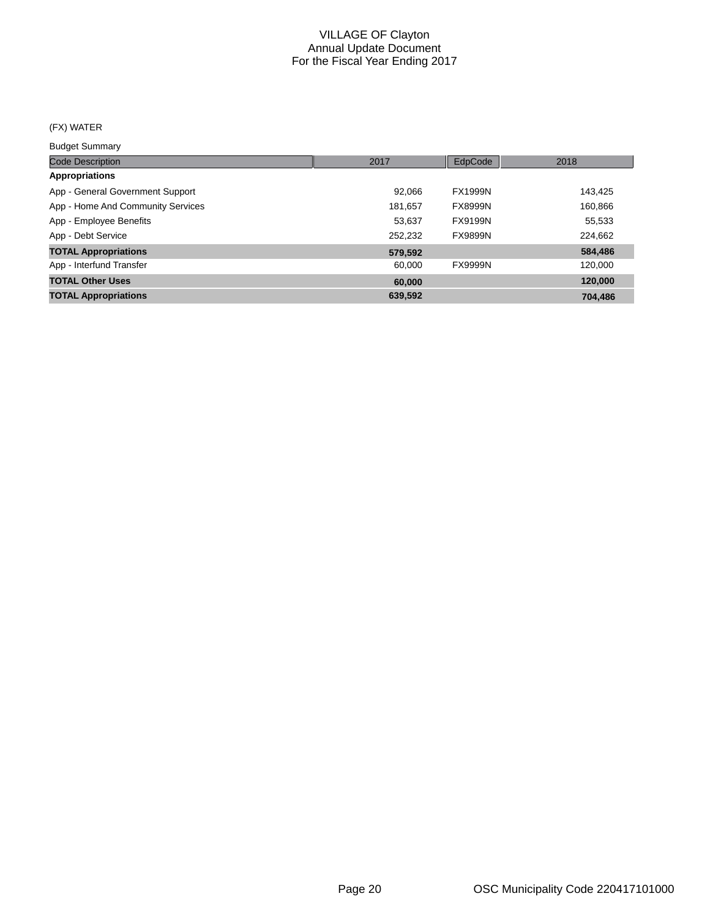# VILLAGE OF Clayton
## Annual Update Document
## For the Fiscal Year Ending 2017

(FX) WATER

Budget Summary

| Code Description | 2017 | EdpCode | 2018 |
|---|---|---|---|
| **Appropriations** | | | |
| App - General Government Support | 92,066 | FX1999N | 143,425 |
| App - Home And Community Services | 181,657 | FX8999N | 160,866 |
| App - Employee Benefits | 53,637 | FX9199N | 55,533 |
| App - Debt Service | 252,232 | FX9899N | 224,662 |
| **TOTAL Appropriations** | **579,592** | | **584,486** |
| App - Interfund Transfer | 60,000 | FX9999N | 120,000 |
| **TOTAL Other Uses** | **60,000** | | **120,000** |
| **TOTAL Appropriations** | **639,592** | | **704,486** |

OSC Municipality Code 220417101000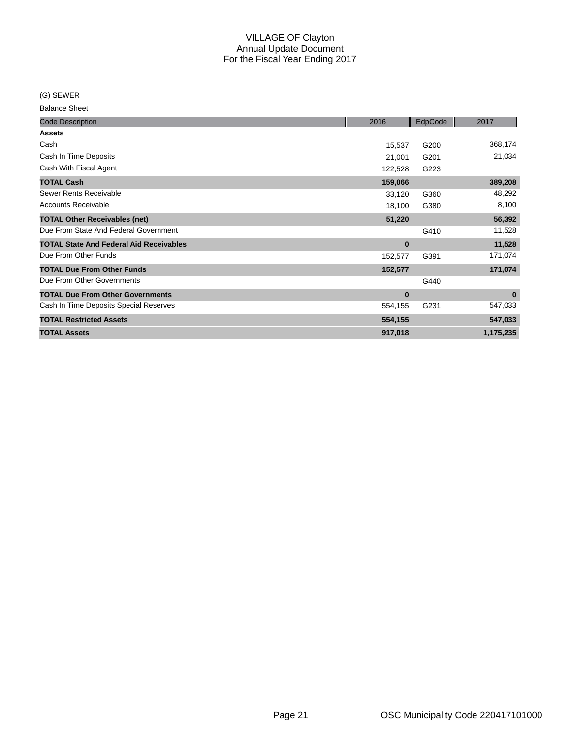# VILLAGE OF Clayton
## Annual Update Document
## For the Fiscal Year Ending 2017

(G) SEWER

Balance Sheet

| Code Description | 2016 | EdpCode | 2017 |
|---|---|---|---|
| **Assets** | | | |
| Cash | 15,537 | G200 | 368,174 |
| Cash In Time Deposits | 21,001 | G201 | 21,034 |
| Cash With Fiscal Agent | 122,528 | G223 | |
| **TOTAL Cash** | **159,066** | | **389,208** |
| Sewer Rents Receivable | 33,120 | G360 | 48,292 |
| Accounts Receivable | 18,100 | G380 | 8,100 |
| **TOTAL Other Receivables (net)** | **51,220** | | **56,392** |
| Due From State And Federal Government | | G410 | 11,528 |
| **TOTAL State And Federal Aid Receivables** | **0** | | **11,528** |
| Due From Other Funds | 152,577 | G391 | 171,074 |
| **TOTAL Due From Other Funds** | **152,577** | | **171,074** |
| Due From Other Governments | | G440 | |
| **TOTAL Due From Other Governments** | **0** | | **0** |
| Cash In Time Deposits Special Reserves | 554,155 | G231 | 547,033 |
| **TOTAL Restricted Assets** | **554,155** | | **547,033** |
| **TOTAL Assets** | **917,018** | | **1,175,235** |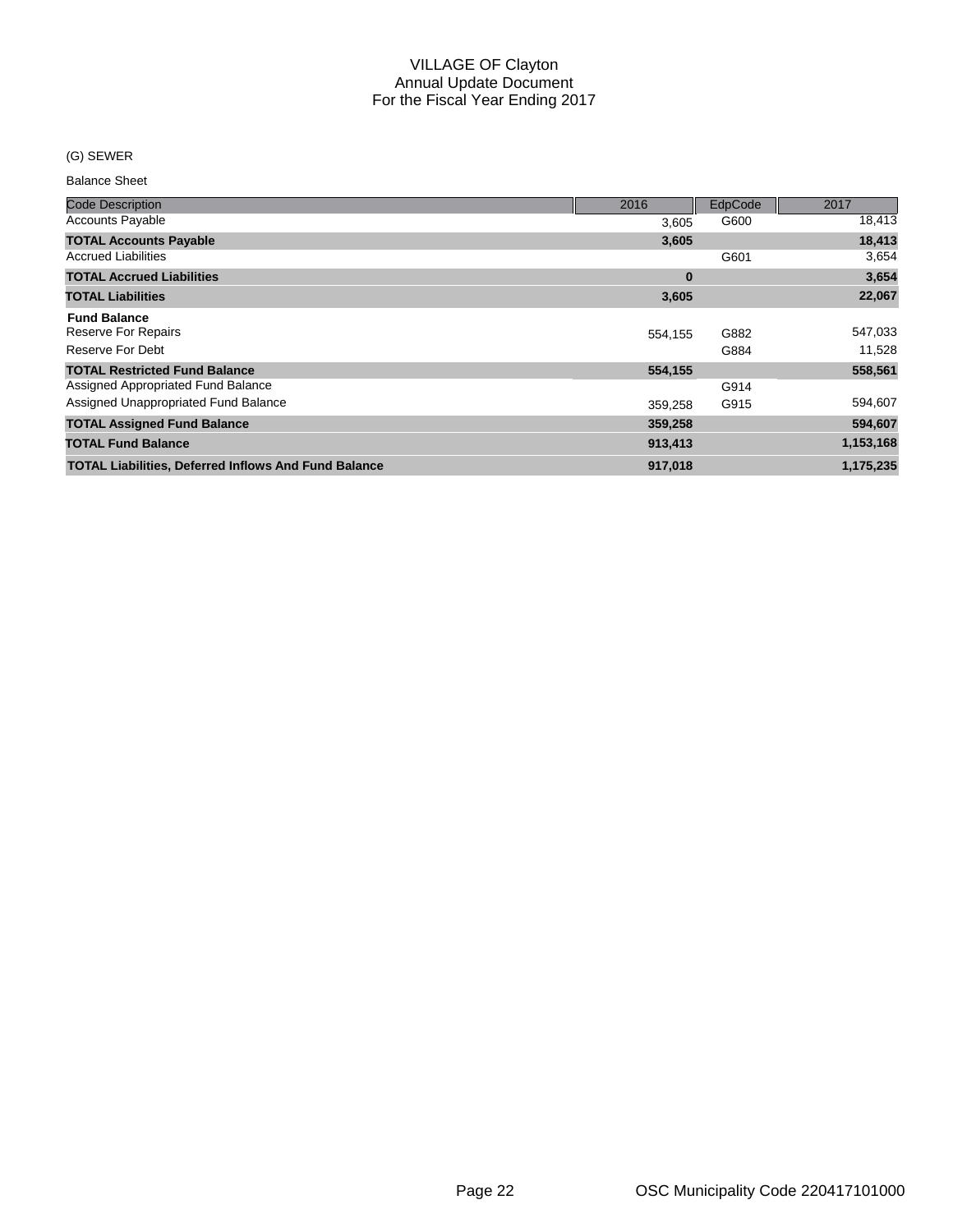# VILLAGE OF Clayton
## Annual Update Document
## For the Fiscal Year Ending 2017

(G) SEWER

Balance Sheet

| Code Description | 2016 | EdpCode | 2017 |
|---|---|---|---|
| Accounts Payable | 3,605 | G600 | 18,413 |
| **TOTAL Accounts Payable** | **3,605** | | **18,413** |
| Accrued Liabilities | | G601 | 3,654 |
| **TOTAL Accrued Liabilities** | **0** | | **3,654** |
| **TOTAL Liabilities** | **3,605** | | **22,067** |
| **Fund Balance** | | | |
| Reserve For Repairs | 554,155 | G882 | 547,033 |
| Reserve For Debt | | G884 | 11,528 |
| **TOTAL Restricted Fund Balance** | **554,155** | | **558,561** |
| Assigned Appropriated Fund Balance | | G914 | |
| Assigned Unappropriated Fund Balance | 359,258 | G915 | 594,607 |
| **TOTAL Assigned Fund Balance** | **359,258** | | **594,607** |
| **TOTAL Fund Balance** | **913,413** | | **1,153,168** |
| **TOTAL Liabilities, Deferred Inflows And Fund Balance** | **917,018** | | **1,175,235** |

OSC Municipality Code 220417101000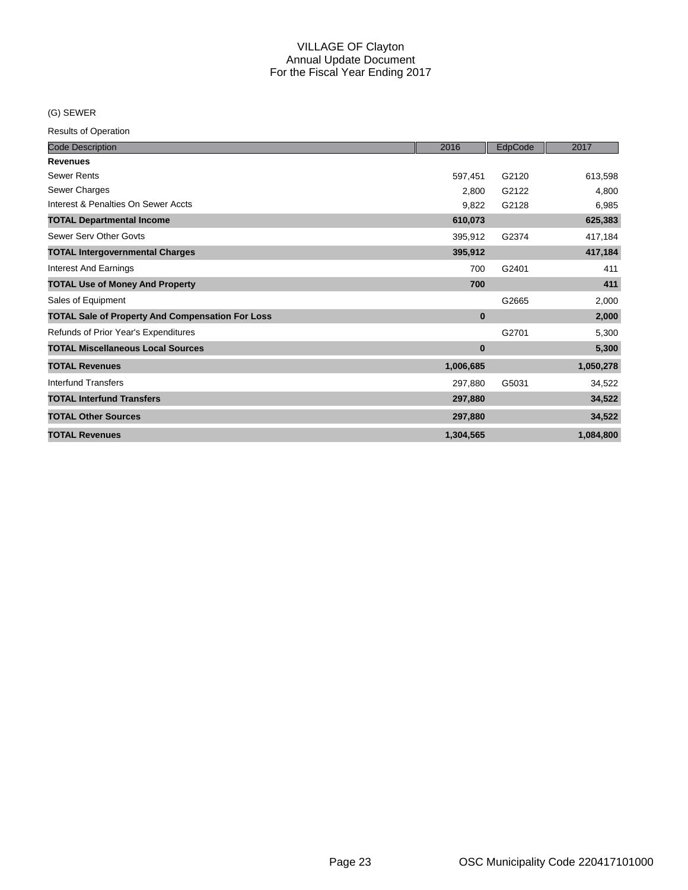# VILLAGE OF Clayton
## Annual Update Document
## For the Fiscal Year Ending 2017

(G) SEWER

Results of Operation

| Code Description | 2016 | EdpCode | 2017 |
|---|---|---|---|
| **Revenues** | | | |
| Sewer Rents | 597,451 | G2120 | 613,598 |
| Sewer Charges | 2,800 | G2122 | 4,800 |
| Interest & Penalties On Sewer Accts | 9,822 | G2128 | 6,985 |
| **TOTAL Departmental Income** | **610,073** | | **625,383** |
| Sewer Serv Other Govts | 395,912 | G2374 | 417,184 |
| **TOTAL Intergovernmental Charges** | **395,912** | | **417,184** |
| Interest And Earnings | 700 | G2401 | 411 |
| **TOTAL Use of Money And Property** | **700** | | **411** |
| Sales of Equipment | | G2665 | 2,000 |
| **TOTAL Sale of Property And Compensation For Loss** | **0** | | **2,000** |
| Refunds of Prior Year's Expenditures | | G2701 | 5,300 |
| **TOTAL Miscellaneous Local Sources** | **0** | | **5,300** |
| **TOTAL Revenues** | **1,006,685** | | **1,050,278** |
| Interfund Transfers | 297,880 | G5031 | 34,522 |
| **TOTAL Interfund Transfers** | **297,880** | | **34,522** |
| **TOTAL Other Sources** | **297,880** | | **34,522** |
| **TOTAL Revenues** | **1,304,565** | | **1,084,800** |

OSC Municipality Code 220417101000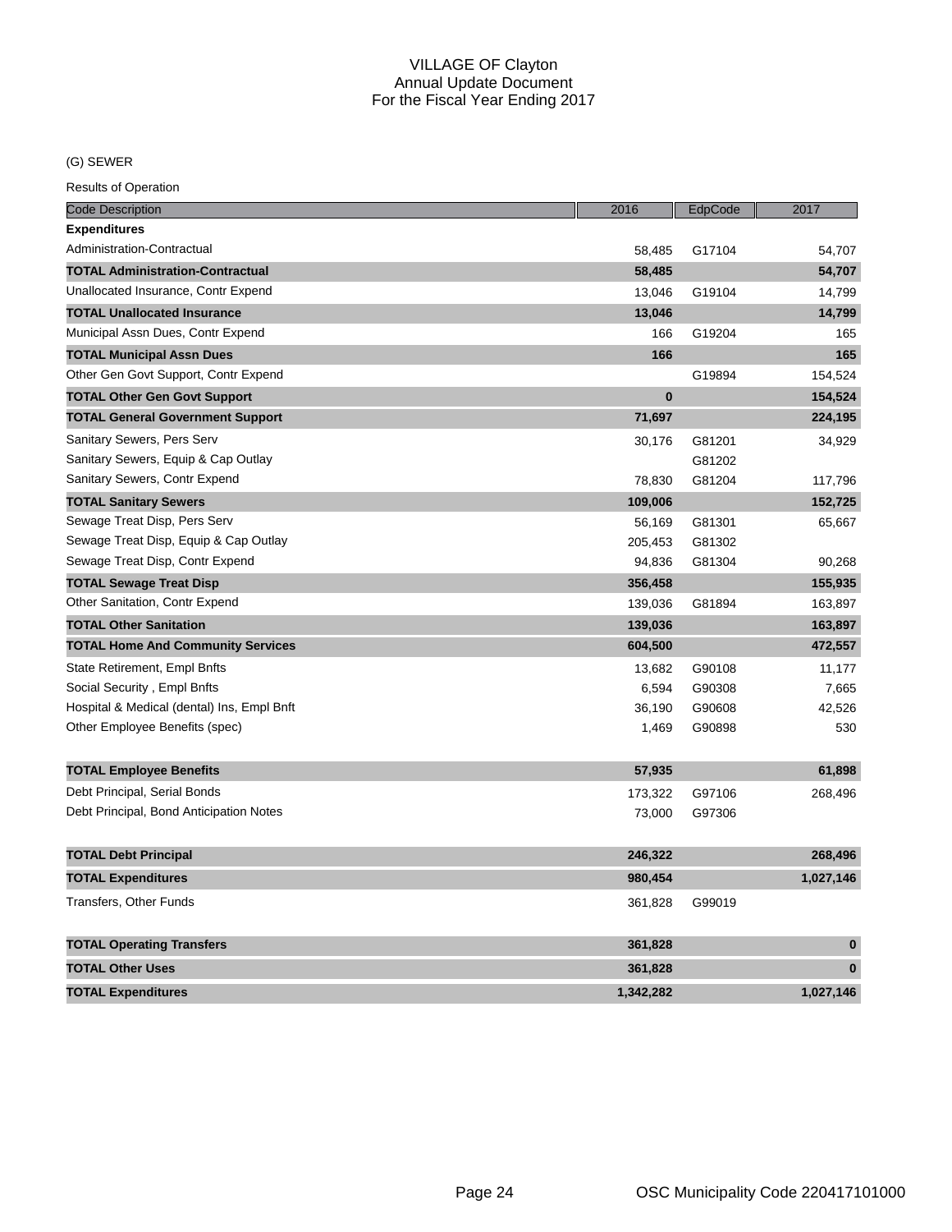# VILLAGE OF Clayton
## Annual Update Document
## For the Fiscal Year Ending 2017

(G) SEWER

Results of Operation

| Code Description | 2016 | EdpCode | 2017 |
|---|---|---|---|
| **Expenditures** | | | |
| Administration-Contractual | 58,485 | G17104 | 54,707 |
| **TOTAL Administration-Contractual** | **58,485** | | **54,707** |
| Unallocated Insurance, Contr Expend | 13,046 | G19104 | 14,799 |
| **TOTAL Unallocated Insurance** | **13,046** | | **14,799** |
| Municipal Assn Dues, Contr Expend | 166 | G19204 | 165 |
| **TOTAL Municipal Assn Dues** | **166** | | **165** |
| Other Gen Govt Support, Contr Expend | | G19894 | 154,524 |
| **TOTAL Other Gen Govt Support** | **0** | | **154,524** |
| **TOTAL General Government Support** | **71,697** | | **224,195** |
| Sanitary Sewers, Pers Serv | 30,176 | G81201 | 34,929 |
| Sanitary Sewers, Equip & Cap Outlay | | G81202 | |
| Sanitary Sewers, Contr Expend | 78,830 | G81204 | 117,796 |
| **TOTAL Sanitary Sewers** | **109,006** | | **152,725** |
| Sewage Treat Disp, Pers Serv | 56,169 | G81301 | 65,667 |
| Sewage Treat Disp, Equip & Cap Outlay | 205,453 | G81302 | |
| Sewage Treat Disp, Contr Expend | 94,836 | G81304 | 90,268 |
| **TOTAL Sewage Treat Disp** | **356,458** | | **155,935** |
| Other Sanitation, Contr Expend | 139,036 | G81894 | 163,897 |
| **TOTAL Other Sanitation** | **139,036** | | **163,897** |
| **TOTAL Home And Community Services** | **604,500** | | **472,557** |
| State Retirement, Empl Bnfts | 13,682 | G90108 | 11,177 |
| Social Security , Empl Bnfts | 6,594 | G90308 | 7,665 |
| Hospital & Medical (dental) Ins, Empl Bnft | 36,190 | G90608 | 42,526 |
| Other Employee Benefits (spec) | 1,469 | G90898 | 530 |
| **TOTAL Employee Benefits** | **57,935** | | **61,898** |
| Debt Principal, Serial Bonds | 173,322 | G97106 | 268,496 |
| Debt Principal, Bond Anticipation Notes | 73,000 | G97306 | |
| **TOTAL Debt Principal** | **246,322** | | **268,496** |
| **TOTAL Expenditures** | **980,454** | | **1,027,146** |
| Transfers, Other Funds | 361,828 | G99019 | |
| **TOTAL Operating Transfers** | **361,828** | | **0** |
| **TOTAL Other Uses** | **361,828** | | **0** |
| **TOTAL Expenditures** | **1,342,282** | | **1,027,146** |

OSC Municipality Code 220417101000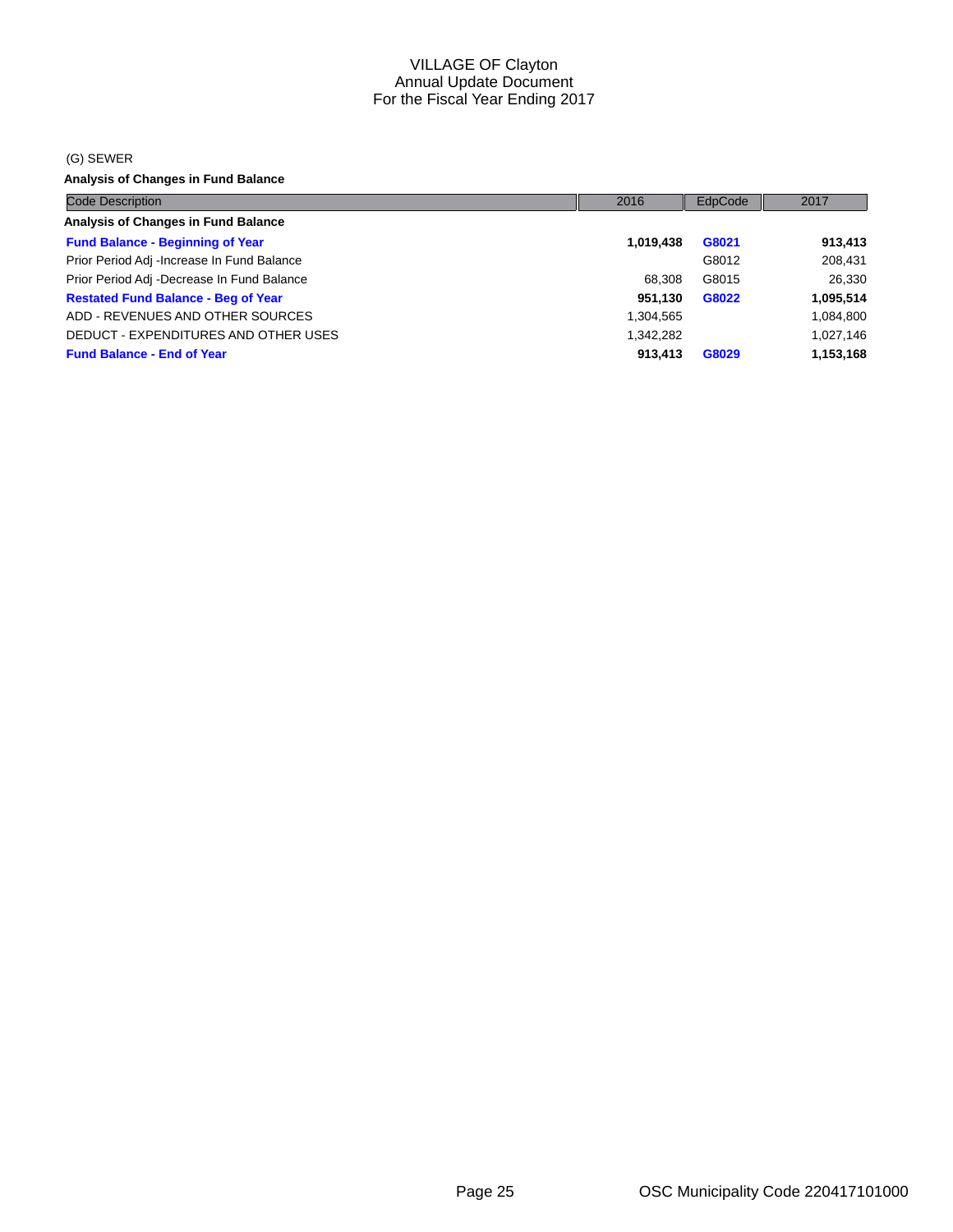# VILLAGE OF Clayton
## Annual Update Document
## For the Fiscal Year Ending 2017

(G) SEWER

**Analysis of Changes in Fund Balance**

| Code Description | 2016 | EdpCode | 2017 |
|---|---|---|---|
| **Analysis of Changes in Fund Balance** | | | |
| **Fund Balance - Beginning of Year** | **1,019,438** | **G8021** | **913,413** |
| Prior Period Adj -Increase In Fund Balance | | G8012 | 208,431 |
| Prior Period Adj -Decrease In Fund Balance | 68,308 | G8015 | 26,330 |
| **Restated Fund Balance - Beg of Year** | **951,130** | **G8022** | **1,095,514** |
| ADD - REVENUES AND OTHER SOURCES | 1,304,565 | | 1,084,800 |
| DEDUCT - EXPENDITURES AND OTHER USES | 1,342,282 | | 1,027,146 |
| **Fund Balance - End of Year** | **913,413** | **G8029** | **1,153,168** |

OSC Municipality Code 220417101000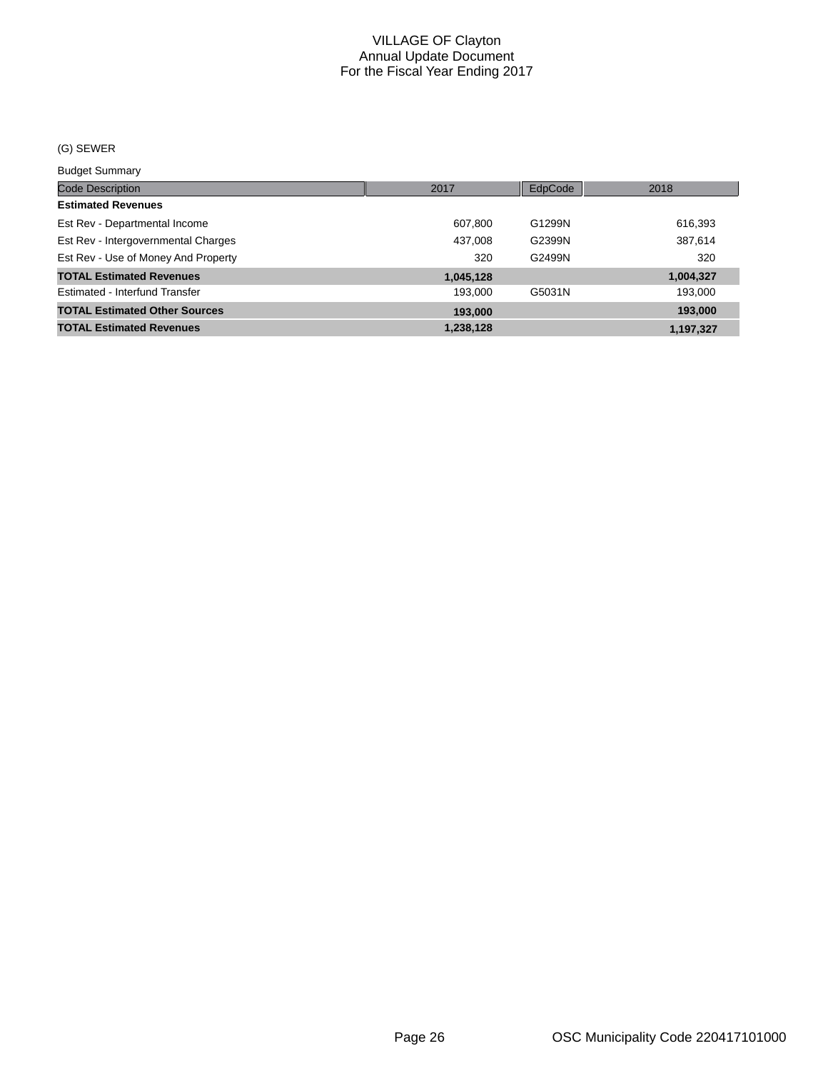# VILLAGE OF Clayton
## Annual Update Document
### For the Fiscal Year Ending 2017

(G) SEWER

Budget Summary

| Code Description | 2017 | EdpCode | 2018 |
|---|---|---|---|
| **Estimated Revenues** | | | |
| Est Rev - Departmental Income | 607,800 | G1299N | 616,393 |
| Est Rev - Intergovernmental Charges | 437,008 | G2399N | 387,614 |
| Est Rev - Use of Money And Property | 320 | G2499N | 320 |
| **TOTAL Estimated Revenues** | **1,045,128** | | **1,004,327** |
| Estimated - Interfund Transfer | 193,000 | G5031N | 193,000 |
| **TOTAL Estimated Other Sources** | **193,000** | | **193,000** |
| **TOTAL Estimated Revenues** | **1,238,128** | | **1,197,327** |

OSC Municipality Code 220417101000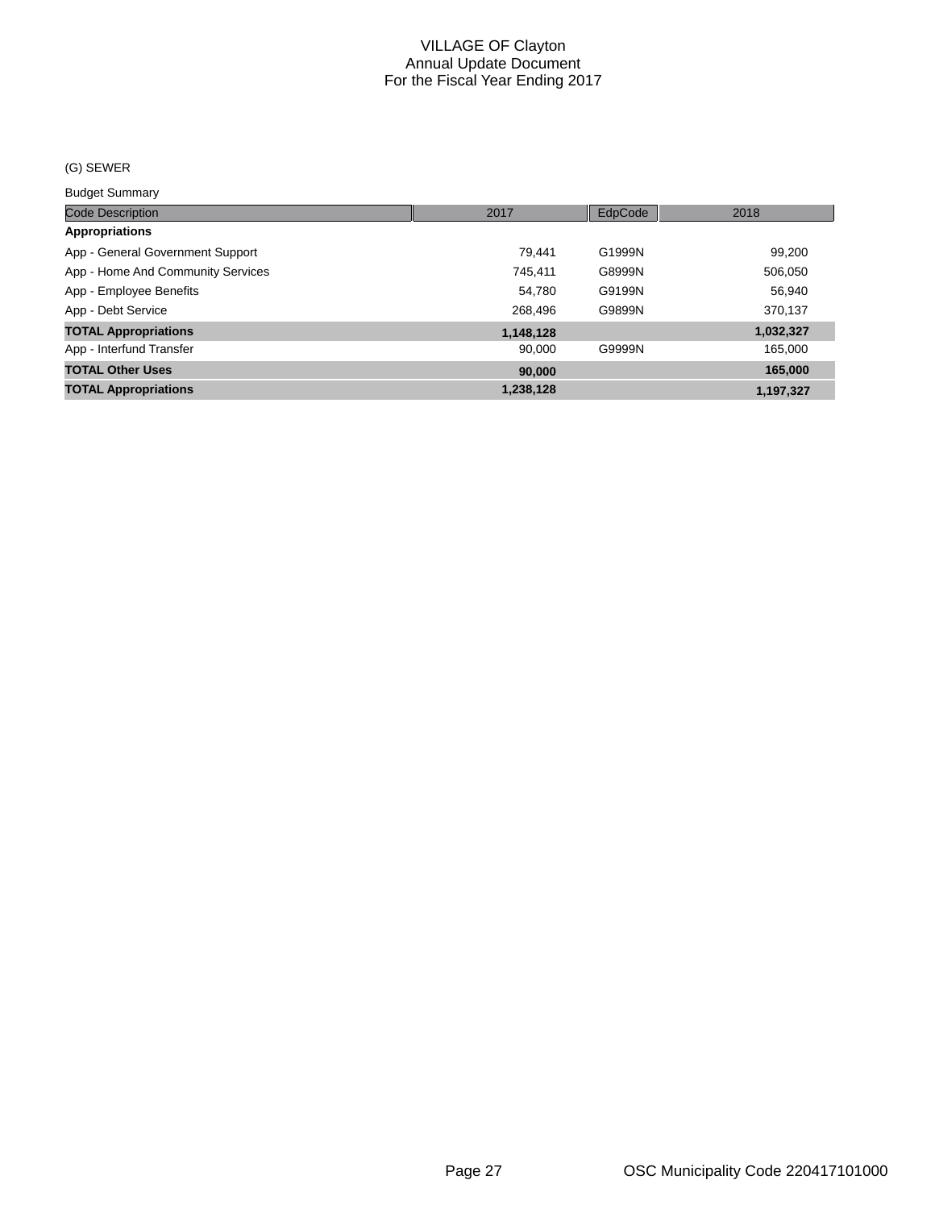# VILLAGE OF Clayton
## Annual Update Document
## For the Fiscal Year Ending 2017

(G) SEWER

Budget Summary

| Code Description | 2017 | EdpCode | 2018 |
|---|---|---|---|
| **Appropriations** | | | |
| App - General Government Support | 79,441 | G1999N | 99,200 |
| App - Home And Community Services | 745,411 | G8999N | 506,050 |
| App - Employee Benefits | 54,780 | G9199N | 56,940 |
| App - Debt Service | 268,496 | G9899N | 370,137 |
| **TOTAL Appropriations** | **1,148,128** | | **1,032,327** |
| App - Interfund Transfer | 90,000 | G9999N | 165,000 |
| **TOTAL Other Uses** | **90,000** | | **165,000** |
| **TOTAL Appropriations** | **1,238,128** | | **1,197,327** |

OSC Municipality Code 220417101000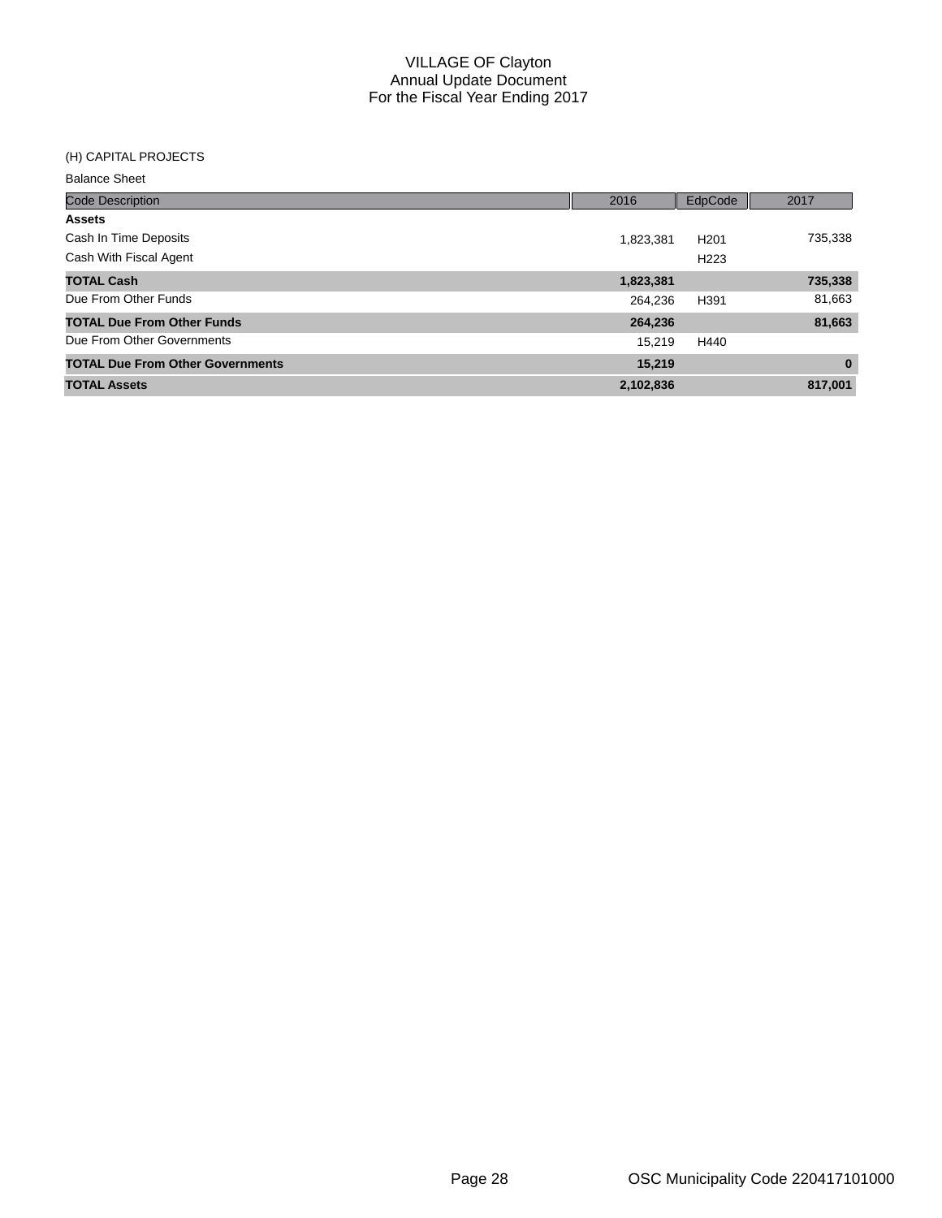# VILLAGE OF Clayton
## Annual Update Document
## For the Fiscal Year Ending 2017

(H) CAPITAL PROJECTS

Balance Sheet

| Code Description | 2016 | EdpCode | 2017 |
|---|---|---|---|
| **Assets** | | | |
| Cash In Time Deposits | 1,823,381 | H201 | 735,338 |
| Cash With Fiscal Agent | | H223 | |
| **TOTAL Cash** | **1,823,381** | | **735,338** |
| Due From Other Funds | 264,236 | H391 | 81,663 |
| **TOTAL Due From Other Funds** | **264,236** | | **81,663** |
| Due From Other Governments | 15,219 | H440 | |
| **TOTAL Due From Other Governments** | **15,219** | | **0** |
| **TOTAL Assets** | **2,102,836** | | **817,001** |

OSC Municipality Code 220417101000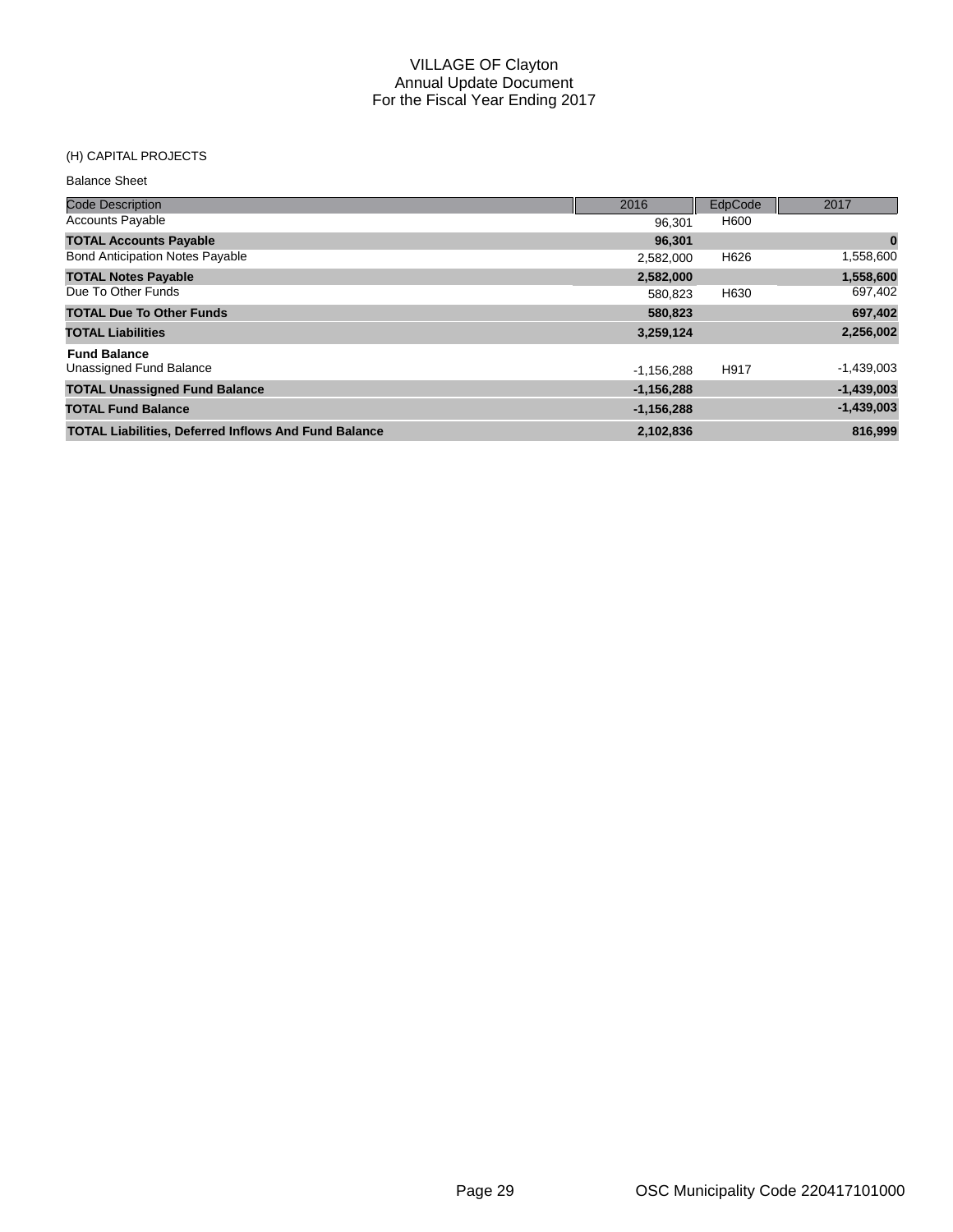# VILLAGE OF Clayton
## Annual Update Document
## For the Fiscal Year Ending 2017

(H) CAPITAL PROJECTS

Balance Sheet

| Code Description | 2016 | EdpCode | 2017 |
|---|---|---|---|
| Accounts Payable | 96,301 | H600 | |
| **TOTAL Accounts Payable** | **96,301** | | **0** |
| Bond Anticipation Notes Payable | 2,582,000 | H626 | 1,558,600 |
| **TOTAL Notes Payable** | **2,582,000** | | **1,558,600** |
| Due To Other Funds | 580,823 | H630 | 697,402 |
| **TOTAL Due To Other Funds** | **580,823** | | **697,402** |
| **TOTAL Liabilities** | **3,259,124** | | **2,256,002** |
| **Fund Balance** | | | |
| Unassigned Fund Balance | -1,156,288 | H917 | -1,439,003 |
| **TOTAL Unassigned Fund Balance** | **-1,156,288** | | **-1,439,003** |
| **TOTAL Fund Balance** | **-1,156,288** | | **-1,439,003** |
| **TOTAL Liabilities, Deferred Inflows And Fund Balance** | **2,102,836** | | **816,999** |

OSC Municipality Code 220417101000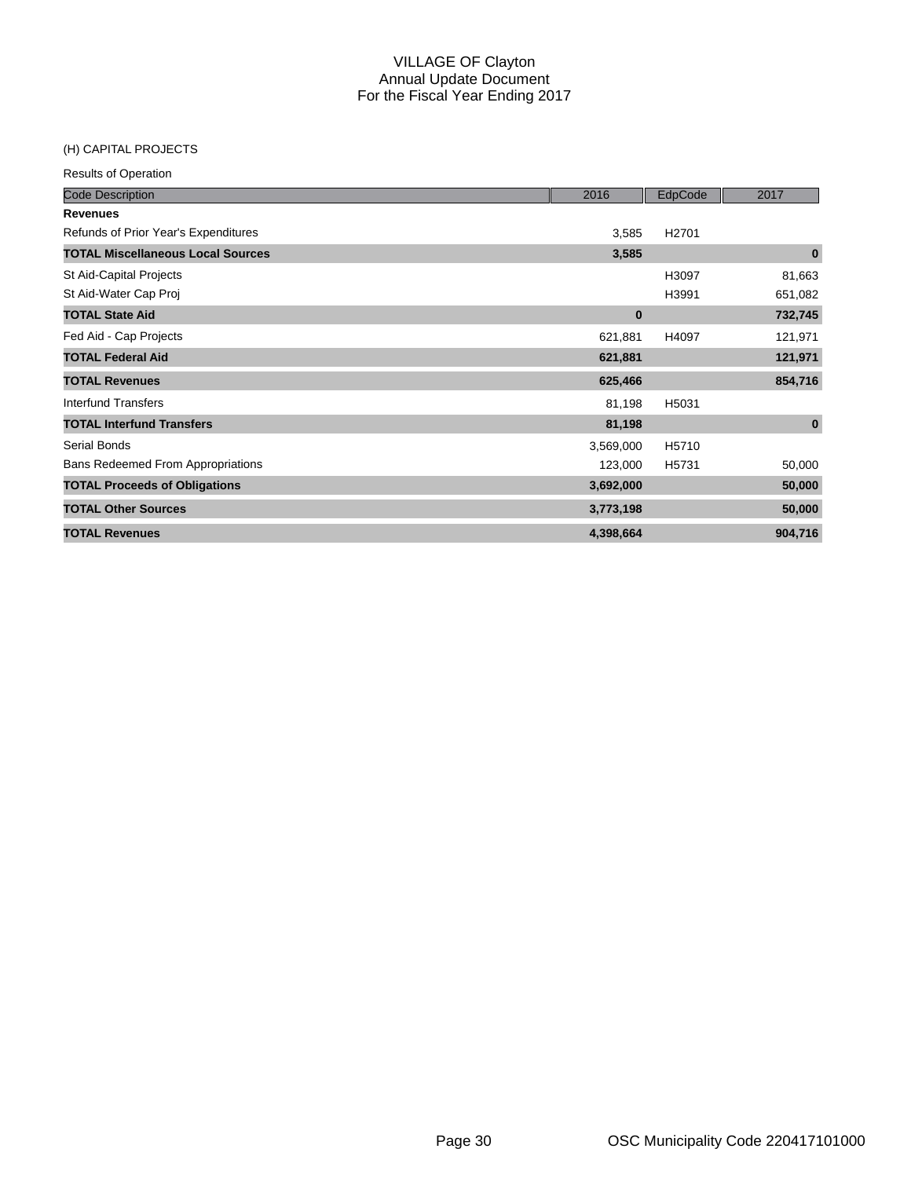# VILLAGE OF Clayton
## Annual Update Document
## For the Fiscal Year Ending 2017

(H) CAPITAL PROJECTS

Results of Operation

| Code Description | 2016 | EdpCode | 2017 |
|---|---|---|---|
| **Revenues** | | | |
| Refunds of Prior Year's Expenditures | 3,585 | H2701 | |
| **TOTAL Miscellaneous Local Sources** | **3,585** | | **0** |
| St Aid-Capital Projects | | H3097 | 81,663 |
| St Aid-Water Cap Proj | | H3991 | 651,082 |
| **TOTAL State Aid** | **0** | | **732,745** |
| Fed Aid - Cap Projects | 621,881 | H4097 | 121,971 |
| **TOTAL Federal Aid** | **621,881** | | **121,971** |
| **TOTAL Revenues** | **625,466** | | **854,716** |
| Interfund Transfers | 81,198 | H5031 | |
| **TOTAL Interfund Transfers** | **81,198** | | **0** |
| Serial Bonds | 3,569,000 | H5710 | |
| Bans Redeemed From Appropriations | 123,000 | H5731 | 50,000 |
| **TOTAL Proceeds of Obligations** | **3,692,000** | | **50,000** |
| **TOTAL Other Sources** | **3,773,198** | | **50,000** |
| **TOTAL Revenues** | **4,398,664** | | **904,716** |

OSC Municipality Code 220417101000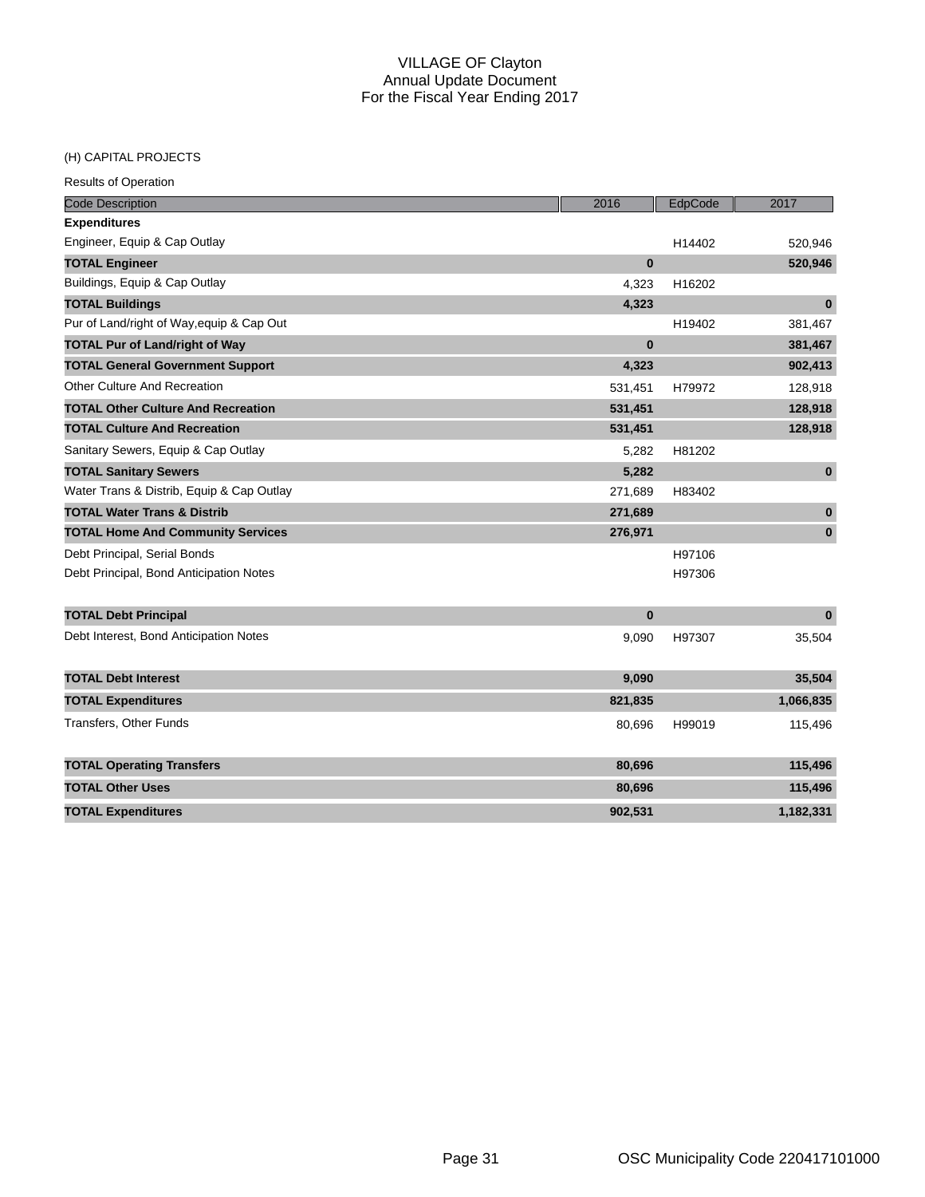# VILLAGE OF Clayton
## Annual Update Document
## For the Fiscal Year Ending 2017

(H) CAPITAL PROJECTS

Results of Operation

| Code Description | 2016 | EdpCode | 2017 |
|---|---|---|---|
| **Expenditures** | | | |
| Engineer, Equip & Cap Outlay | | H14402 | 520,946 |
| **TOTAL Engineer** | **0** | | **520,946** |
| Buildings, Equip & Cap Outlay | 4,323 | H16202 | |
| **TOTAL Buildings** | **4,323** | | **0** |
| Pur of Land/right of Way,equip & Cap Out | | H19402 | 381,467 |
| **TOTAL Pur of Land/right of Way** | **0** | | **381,467** |
| **TOTAL General Government Support** | **4,323** | | **902,413** |
| Other Culture And Recreation | 531,451 | H79972 | 128,918 |
| **TOTAL Other Culture And Recreation** | **531,451** | | **128,918** |
| **TOTAL Culture And Recreation** | **531,451** | | **128,918** |
| Sanitary Sewers, Equip & Cap Outlay | 5,282 | H81202 | |
| **TOTAL Sanitary Sewers** | **5,282** | | **0** |
| Water Trans & Distrib, Equip & Cap Outlay | 271,689 | H83402 | |
| **TOTAL Water Trans & Distrib** | **271,689** | | **0** |
| **TOTAL Home And Community Services** | **276,971** | | **0** |
| Debt Principal, Serial Bonds | | H97106 | |
| Debt Principal, Bond Anticipation Notes | | H97306 | |
| **TOTAL Debt Principal** | **0** | | **0** |
| Debt Interest, Bond Anticipation Notes | 9,090 | H97307 | 35,504 |
| **TOTAL Debt Interest** | **9,090** | | **35,504** |
| **TOTAL Expenditures** | **821,835** | | **1,066,835** |
| Transfers, Other Funds | 80,696 | H99019 | 115,496 |
| **TOTAL Operating Transfers** | **80,696** | | **115,496** |
| **TOTAL Other Uses** | **80,696** | | **115,496** |
| **TOTAL Expenditures** | **902,531** | | **1,182,331** |

OSC Municipality Code 220417101000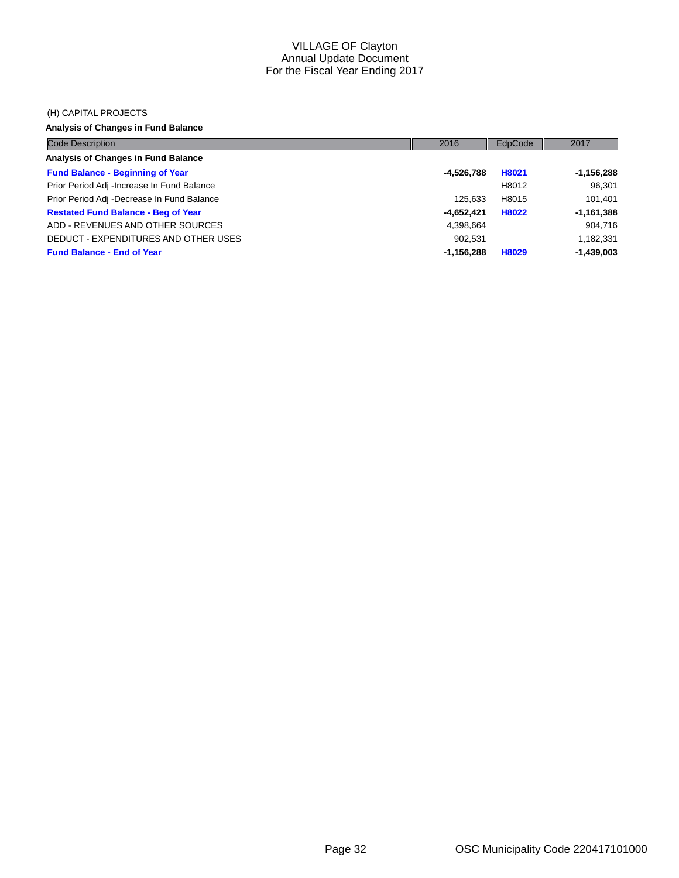VILLAGE OF Clayton
Annual Update Document
For the Fiscal Year Ending 2017

(H) CAPITAL PROJECTS

**Analysis of Changes in Fund Balance**

| Code Description | 2016 | EdpCode | 2017 |
|---|---|---|---|
| **Analysis of Changes in Fund Balance** | | | |
| **Fund Balance - Beginning of Year** | **-4,526,788** | **H8021** | **-1,156,288** |
| Prior Period Adj -Increase In Fund Balance | | H8012 | 96,301 |
| Prior Period Adj -Decrease In Fund Balance | 125,633 | H8015 | 101,401 |
| **Restated Fund Balance - Beg of Year** | **-4,652,421** | **H8022** | **-1,161,388** |
| ADD - REVENUES AND OTHER SOURCES | 4,398,664 | | 904,716 |
| DEDUCT - EXPENDITURES AND OTHER USES | 902,531 | | 1,182,331 |
| **Fund Balance - End of Year** | **-1,156,288** | **H8029** | **-1,439,003** |

OSC Municipality Code 220417101000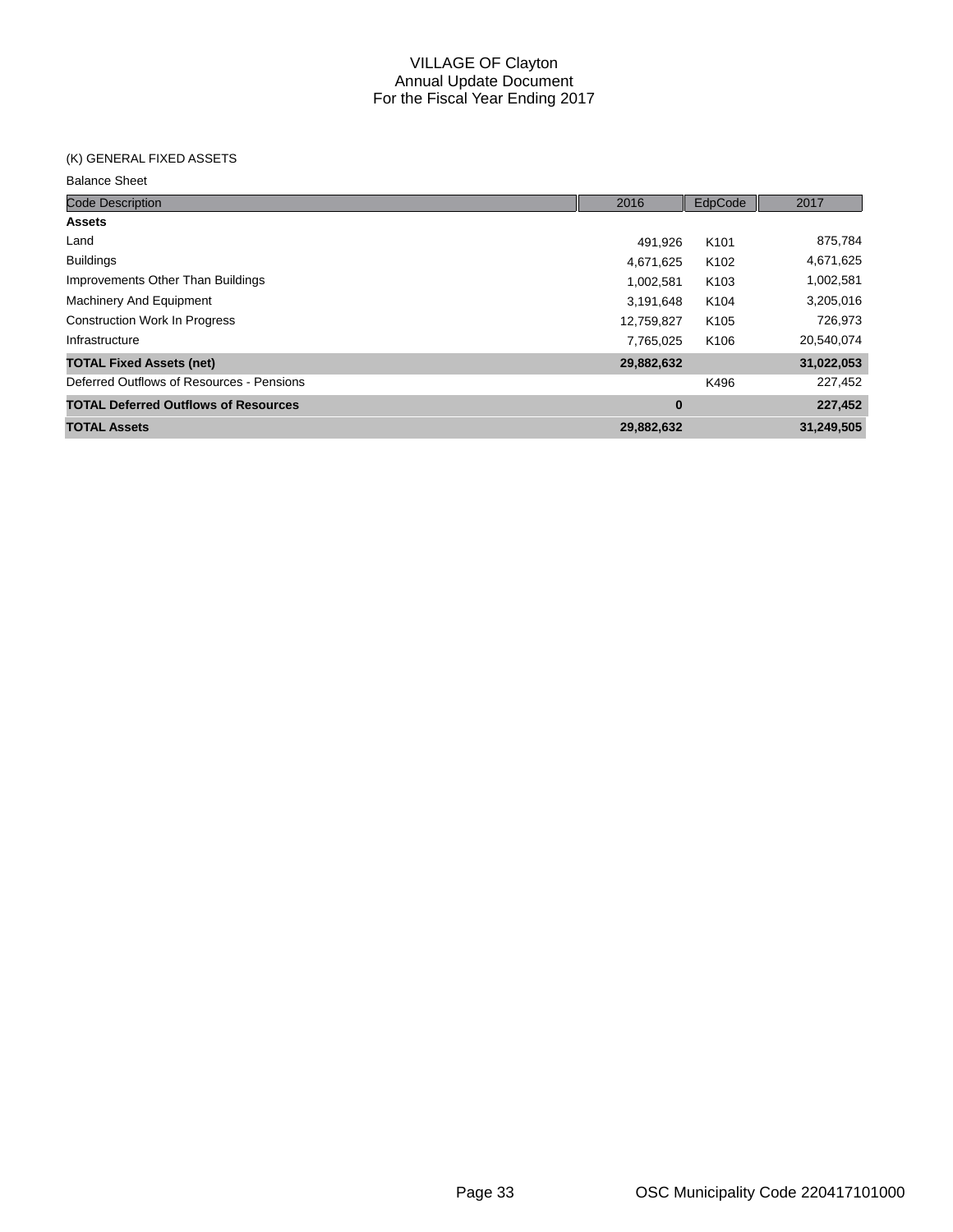# VILLAGE OF Clayton
## Annual Update Document
## For the Fiscal Year Ending 2017

(K) GENERAL FIXED ASSETS

Balance Sheet

| Code Description | 2016 | EdpCode | 2017 |
|---|---|---|---|
| **Assets** | | | |
| Land | 491,926 | K101 | 875,784 |
| Buildings | 4,671,625 | K102 | 4,671,625 |
| Improvements Other Than Buildings | 1,002,581 | K103 | 1,002,581 |
| Machinery And Equipment | 3,191,648 | K104 | 3,205,016 |
| Construction Work In Progress | 12,759,827 | K105 | 726,973 |
| Infrastructure | 7,765,025 | K106 | 20,540,074 |
| **TOTAL Fixed Assets (net)** | **29,882,632** | | **31,022,053** |
| Deferred Outflows of Resources - Pensions | | K496 | 227,452 |
| **TOTAL Deferred Outflows of Resources** | **0** | | **227,452** |
| **TOTAL Assets** | **29,882,632** | | **31,249,505** |

OSC Municipality Code 220417101000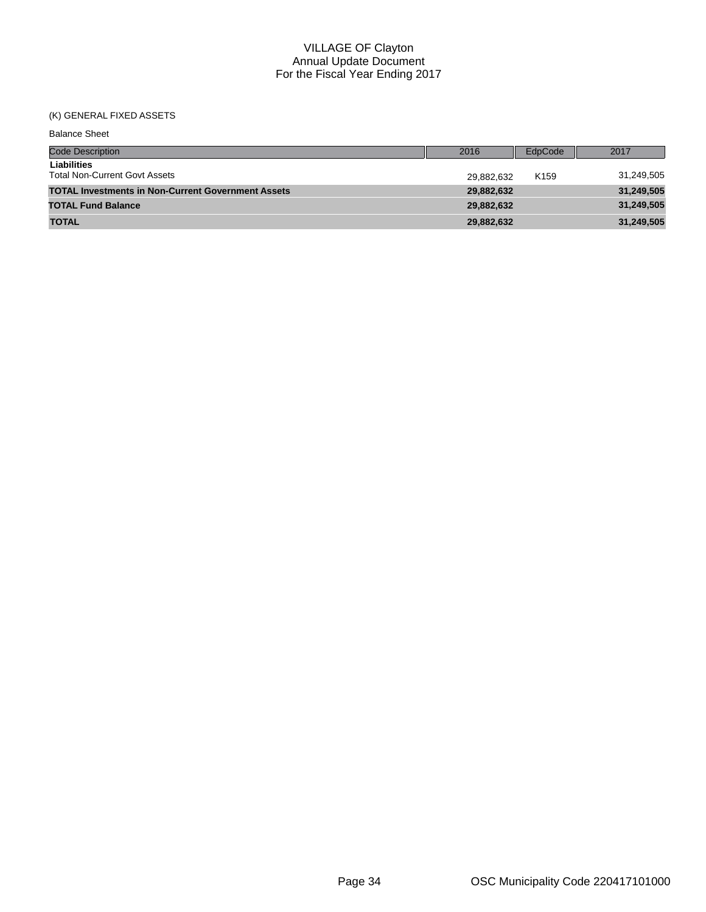VILLAGE OF Clayton
Annual Update Document
For the Fiscal Year Ending 2017

(K) GENERAL FIXED ASSETS

Balance Sheet

| Code Description | 2016 | EdpCode | 2017 |
|---|---|---|---|
| **Liabilities** | | | |
| Total Non-Current Govt Assets | 29,882,632 | K159 | 31,249,505 |
| **TOTAL Investments in Non-Current Government Assets** | **29,882,632** | | **31,249,505** |
| **TOTAL Fund Balance** | **29,882,632** | | **31,249,505** |
| **TOTAL** | **29,882,632** | | **31,249,505** |

OSC Municipality Code 220417101000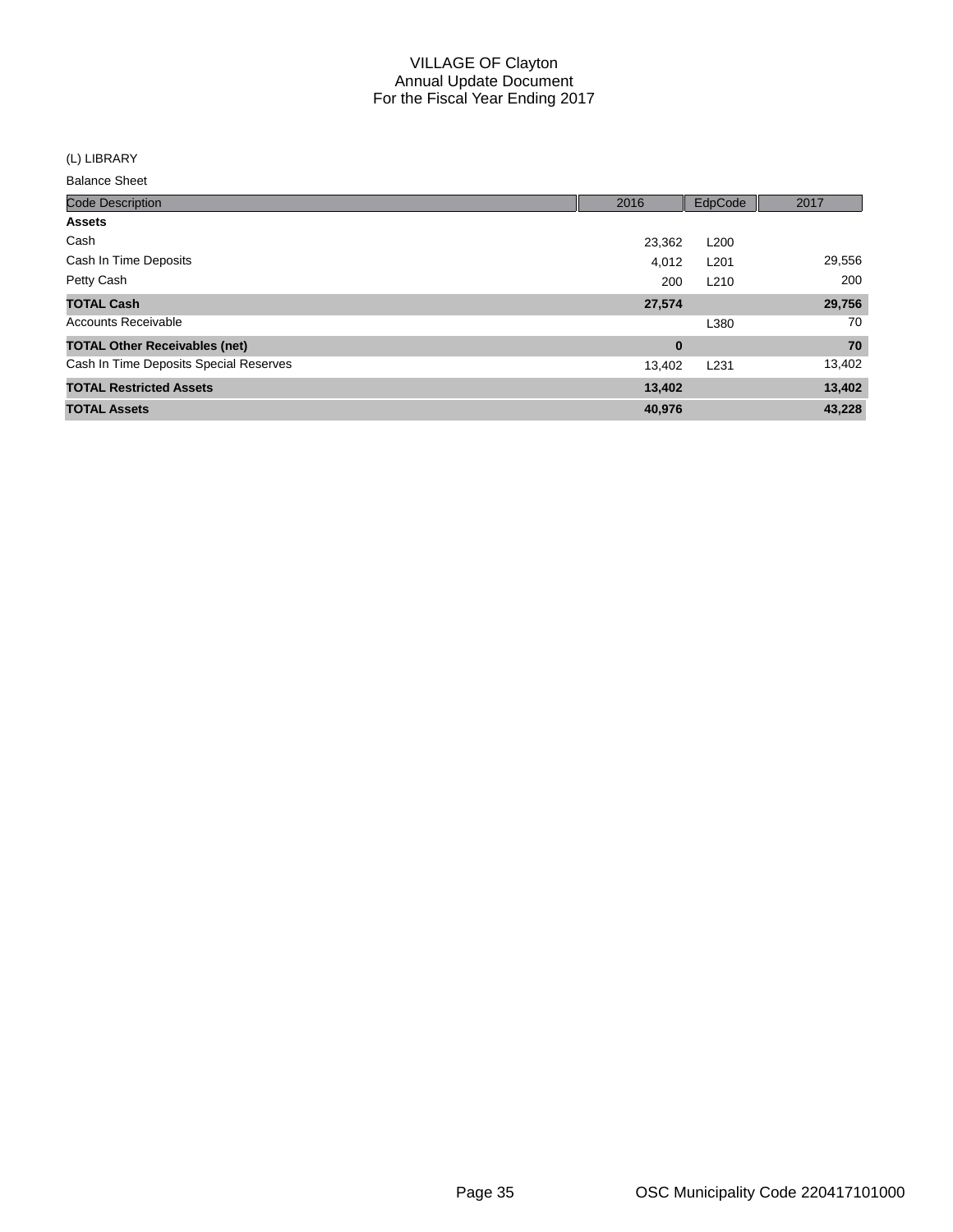# VILLAGE OF Clayton
## Annual Update Document
## For the Fiscal Year Ending 2017

(L) LIBRARY

Balance Sheet

| Code Description | 2016 | EdpCode | 2017 |
|---|---|---|---|
| **Assets** | | | |
| Cash | 23,362 | L200 | |
| Cash In Time Deposits | 4,012 | L201 | 29,556 |
| Petty Cash | 200 | L210 | 200 |
| **TOTAL Cash** | **27,574** | | **29,756** |
| Accounts Receivable | | L380 | 70 |
| **TOTAL Other Receivables (net)** | **0** | | **70** |
| Cash In Time Deposits Special Reserves | 13,402 | L231 | 13,402 |
| **TOTAL Restricted Assets** | **13,402** | | **13,402** |
| **TOTAL Assets** | **40,976** | | **43,228** |

OSC Municipality Code 220417101000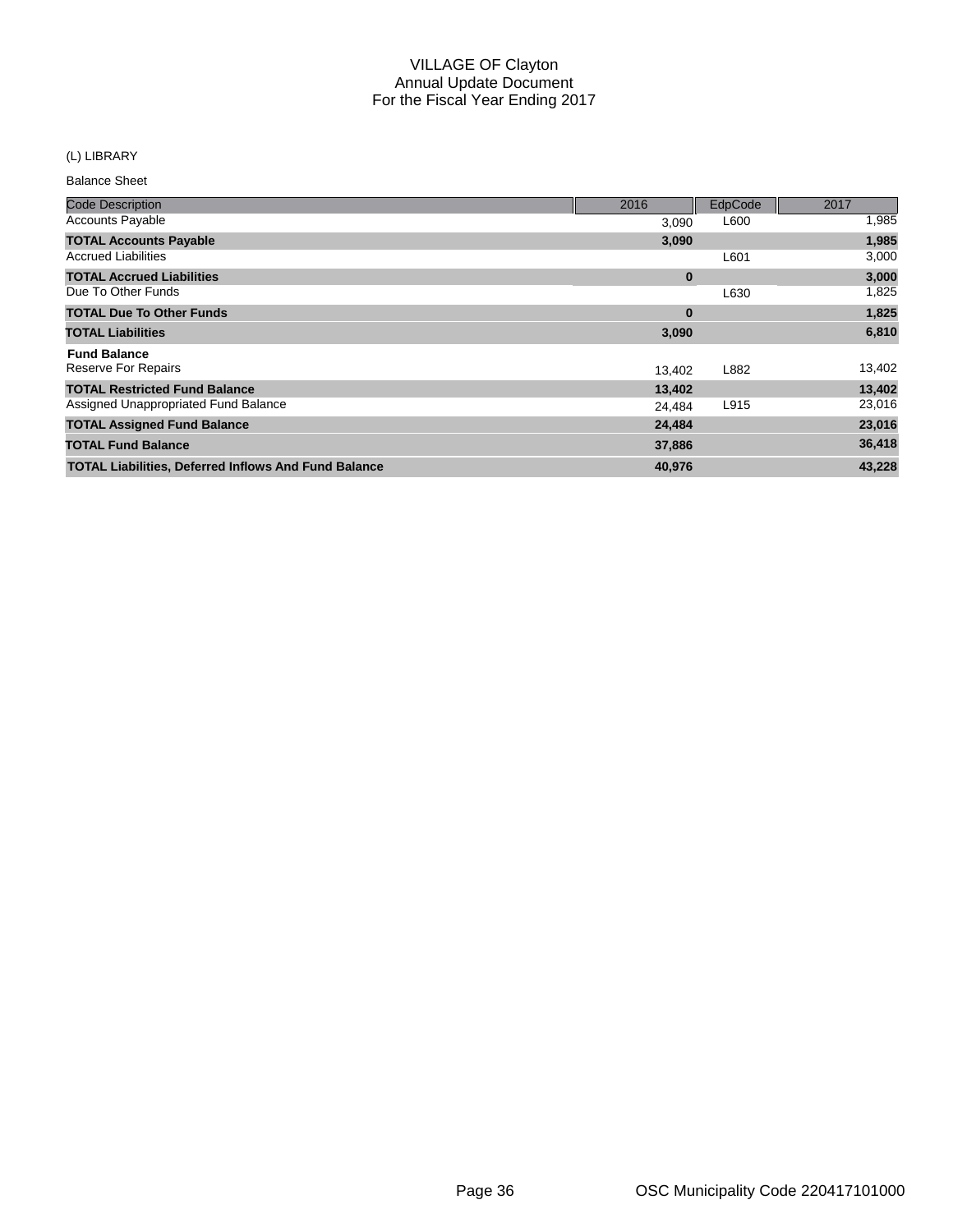# VILLAGE OF Clayton
## Annual Update Document
## For the Fiscal Year Ending 2017

(L) LIBRARY

Balance Sheet

| Code Description | 2016 | EdpCode | 2017 |
|---|---|---|---|
| Accounts Payable | 3,090 | L600 | 1,985 |
| **TOTAL Accounts Payable** | **3,090** | | **1,985** |
| Accrued Liabilities | | L601 | 3,000 |
| **TOTAL Accrued Liabilities** | **0** | | **3,000** |
| Due To Other Funds | | L630 | 1,825 |
| **TOTAL Due To Other Funds** | **0** | | **1,825** |
| **TOTAL Liabilities** | **3,090** | | **6,810** |
| **Fund Balance** | | | |
| Reserve For Repairs | 13,402 | L882 | 13,402 |
| **TOTAL Restricted Fund Balance** | **13,402** | | **13,402** |
| Assigned Unappropriated Fund Balance | 24,484 | L915 | 23,016 |
| **TOTAL Assigned Fund Balance** | **24,484** | | **23,016** |
| **TOTAL Fund Balance** | **37,886** | | **36,418** |
| **TOTAL Liabilities, Deferred Inflows And Fund Balance** | **40,976** | | **43,228** |

OSC Municipality Code 220417101000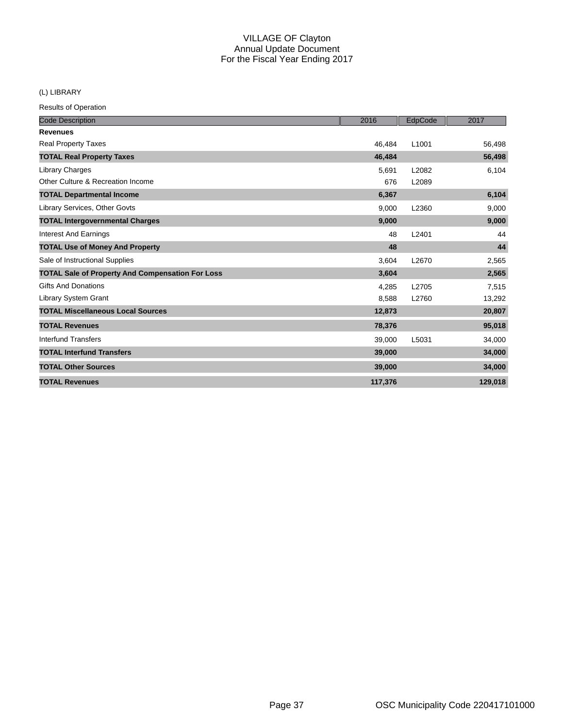# VILLAGE OF Clayton
## Annual Update Document
## For the Fiscal Year Ending 2017

(L) LIBRARY

Results of Operation

| Code Description | 2016 | EdpCode | 2017 |
|---|---|---|---|
| **Revenues** | | | |
| Real Property Taxes | 46,484 | L1001 | 56,498 |
| **TOTAL Real Property Taxes** | **46,484** | | **56,498** |
| Library Charges | 5,691 | L2082 | 6,104 |
| Other Culture & Recreation Income | 676 | L2089 | |
| **TOTAL Departmental Income** | **6,367** | | **6,104** |
| Library Services, Other Govts | 9,000 | L2360 | 9,000 |
| **TOTAL Intergovernmental Charges** | **9,000** | | **9,000** |
| Interest And Earnings | 48 | L2401 | 44 |
| **TOTAL Use of Money And Property** | **48** | | **44** |
| Sale of Instructional Supplies | 3,604 | L2670 | 2,565 |
| **TOTAL Sale of Property And Compensation For Loss** | **3,604** | | **2,565** |
| Gifts And Donations | 4,285 | L2705 | 7,515 |
| Library System Grant | 8,588 | L2760 | 13,292 |
| **TOTAL Miscellaneous Local Sources** | **12,873** | | **20,807** |
| **TOTAL Revenues** | **78,376** | | **95,018** |
| Interfund Transfers | 39,000 | L5031 | 34,000 |
| **TOTAL Interfund Transfers** | **39,000** | | **34,000** |
| **TOTAL Other Sources** | **39,000** | | **34,000** |
| **TOTAL Revenues** | **117,376** | | **129,018** |

OSC Municipality Code 220417101000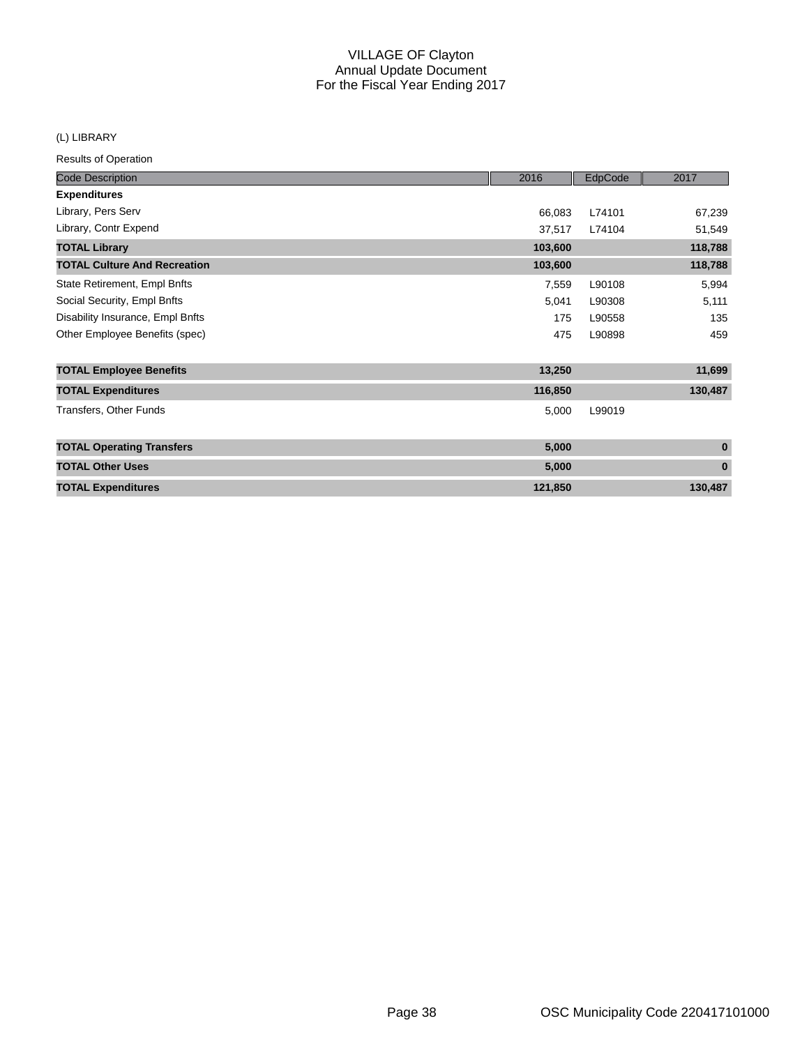# VILLAGE OF Clayton
## Annual Update Document
## For the Fiscal Year Ending 2017

(L) LIBRARY

Results of Operation

| Code Description | 2016 | EdpCode | 2017 |
|---|---|---|---|
| **Expenditures** | | | |
| Library, Pers Serv | 66,083 | L74101 | 67,239 |
| Library, Contr Expend | 37,517 | L74104 | 51,549 |
| **TOTAL Library** | **103,600** | | **118,788** |
| **TOTAL Culture And Recreation** | **103,600** | | **118,788** |
| State Retirement, Empl Bnfts | 7,559 | L90108 | 5,994 |
| Social Security, Empl Bnfts | 5,041 | L90308 | 5,111 |
| Disability Insurance, Empl Bnfts | 175 | L90558 | 135 |
| Other Employee Benefits (spec) | 475 | L90898 | 459 |
| **TOTAL Employee Benefits** | **13,250** | | **11,699** |
| **TOTAL Expenditures** | **116,850** | | **130,487** |
| Transfers, Other Funds | 5,000 | L99019 | |
| **TOTAL Operating Transfers** | **5,000** | | **0** |
| **TOTAL Other Uses** | **5,000** | | **0** |
| **TOTAL Expenditures** | **121,850** | | **130,487** |

OSC Municipality Code 220417101000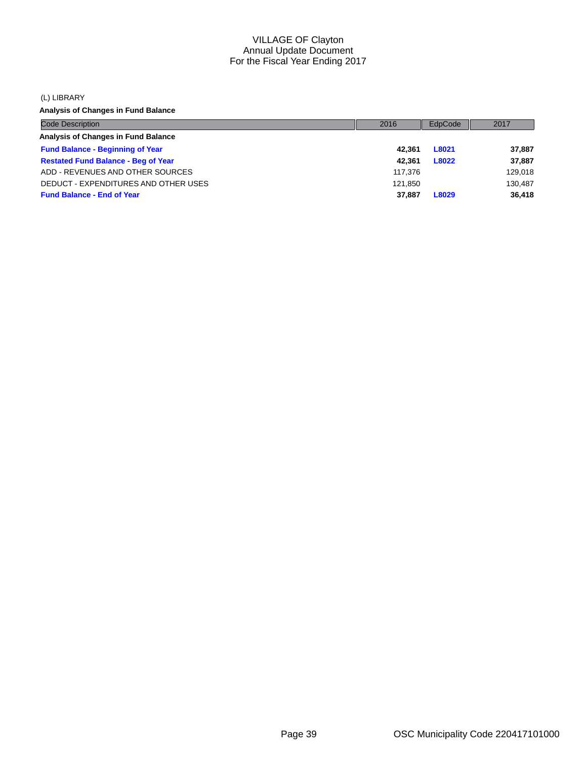# VILLAGE OF Clayton
## Annual Update Document
## For the Fiscal Year Ending 2017

(L) LIBRARY

**Analysis of Changes in Fund Balance**

| Code Description | 2016 | EdpCode | 2017 |
|---|---|---|---|
| **Analysis of Changes in Fund Balance** | | | |
| **Fund Balance - Beginning of Year** | **42,361** | **L8021** | **37,887** |
| **Restated Fund Balance - Beg of Year** | **42,361** | **L8022** | **37,887** |
| ADD - REVENUES AND OTHER SOURCES | 117,376 | | 129,018 |
| DEDUCT - EXPENDITURES AND OTHER USES | 121,850 | | 130,487 |
| **Fund Balance - End of Year** | **37,887** | **L8029** | **36,418** |

OSC Municipality Code 220417101000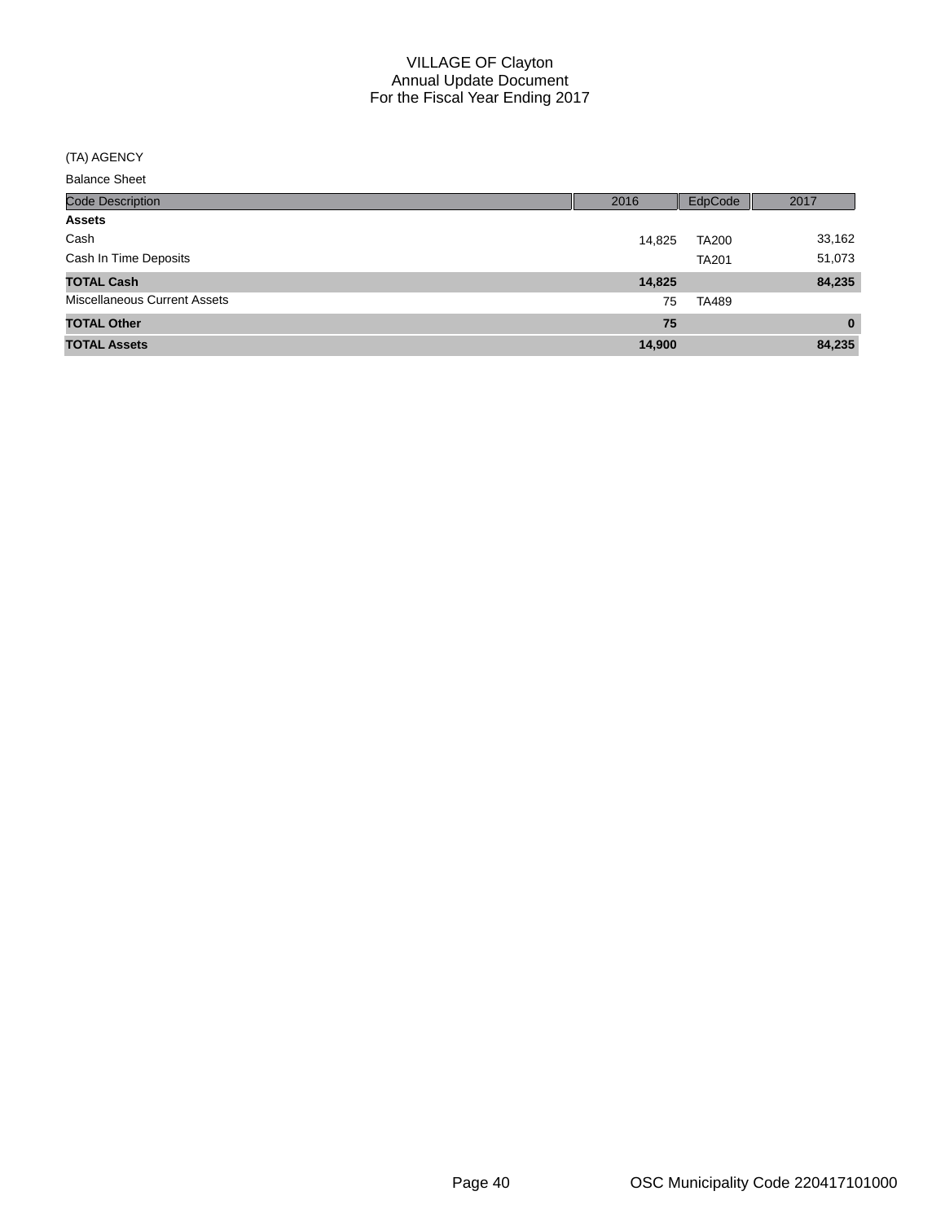# VILLAGE OF Clayton
## Annual Update Document
## For the Fiscal Year Ending 2017

(TA) AGENCY

Balance Sheet

| Code Description | 2016 | EdpCode | 2017 |
|---|---|---|---|
| **Assets** | | | |
| Cash | 14,825 | TA200 | 33,162 |
| Cash In Time Deposits | | TA201 | 51,073 |
| **TOTAL Cash** | **14,825** | | **84,235** |
| Miscellaneous Current Assets | 75 | TA489 | |
| **TOTAL Other** | **75** | | **0** |
| **TOTAL Assets** | **14,900** | | **84,235** |

OSC Municipality Code 220417101000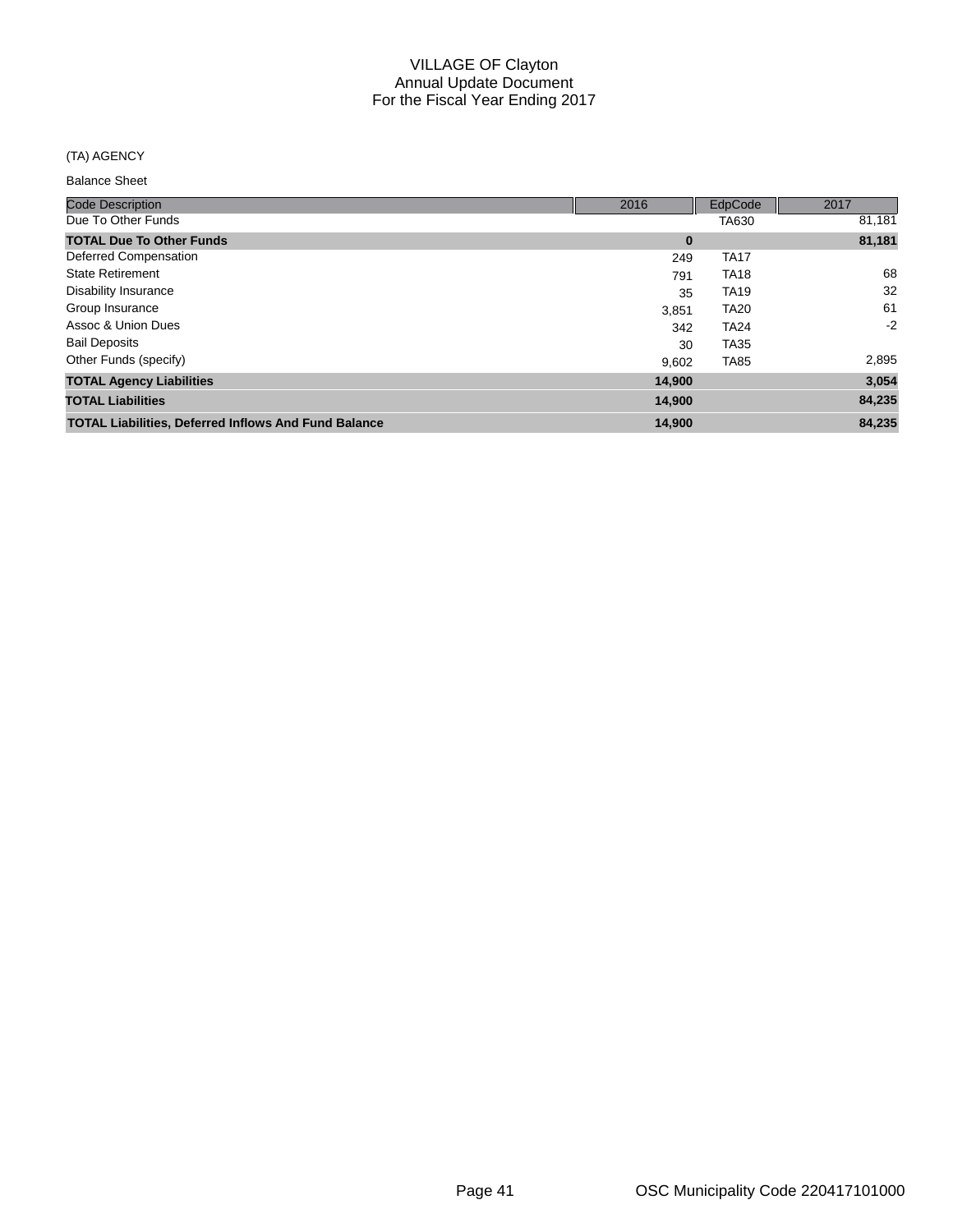# VILLAGE OF Clayton
## Annual Update Document
## For the Fiscal Year Ending 2017

(TA) AGENCY

Balance Sheet

| Code Description | 2016 | EdpCode | 2017 |
|---|---|---|---|
| Due To Other Funds | | TA630 | 81,181 |
| **TOTAL Due To Other Funds** | **0** | | **81,181** |
| Deferred Compensation | 249 | TA17 | |
| State Retirement | 791 | TA18 | 68 |
| Disability Insurance | 35 | TA19 | 32 |
| Group Insurance | 3,851 | TA20 | 61 |
| Assoc & Union Dues | 342 | TA24 | -2 |
| Bail Deposits | 30 | TA35 | |
| Other Funds (specify) | 9,602 | TA85 | 2,895 |
| **TOTAL Agency Liabilities** | **14,900** | | **3,054** |
| **TOTAL Liabilities** | **14,900** | | **84,235** |
| **TOTAL Liabilities, Deferred Inflows And Fund Balance** | **14,900** | | **84,235** |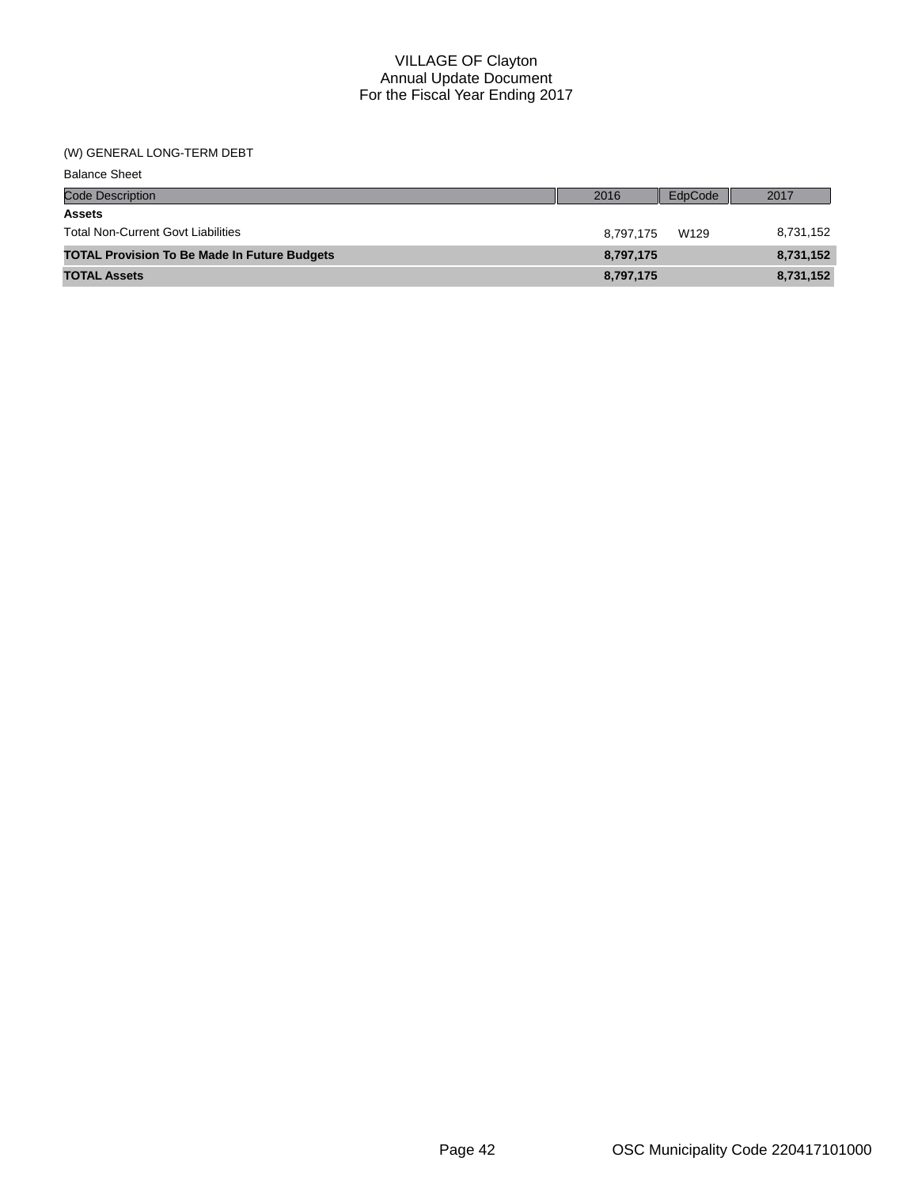# VILLAGE OF Clayton
## Annual Update Document
## For the Fiscal Year Ending 2017

(W) GENERAL LONG-TERM DEBT

Balance Sheet

| Code Description | 2016 | EdpCode | 2017 |
|---|---|---|---|
| **Assets** | | | |
| Total Non-Current Govt Liabilities | 8,797,175 | W129 | 8,731,152 |
| **TOTAL Provision To Be Made In Future Budgets** | **8,797,175** | | **8,731,152** |
| **TOTAL Assets** | **8,797,175** | | **8,731,152** |

OSC Municipality Code 220417101000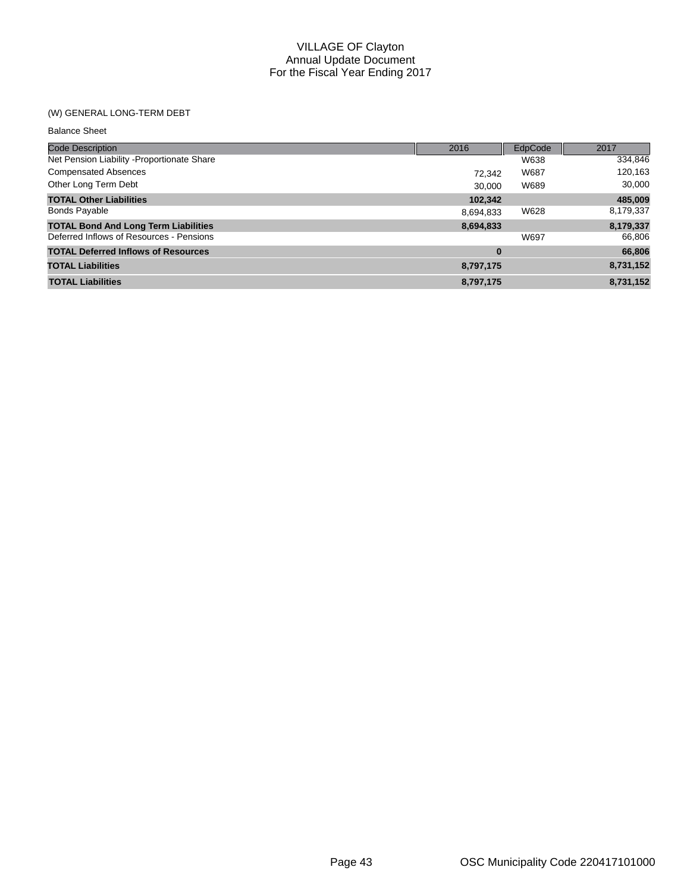# VILLAGE OF Clayton
## Annual Update Document
## For the Fiscal Year Ending 2017

(W) GENERAL LONG-TERM DEBT

Balance Sheet

| Code Description | 2016 | EdpCode | 2017 |
|---|---|---|---|
| Net Pension Liability -Proportionate Share | | W638 | 334,846 |
| Compensated Absences | 72,342 | W687 | 120,163 |
| Other Long Term Debt | 30,000 | W689 | 30,000 |
| **TOTAL Other Liabilities** | **102,342** | | **485,009** |
| Bonds Payable | 8,694,833 | W628 | 8,179,337 |
| **TOTAL Bond And Long Term Liabilities** | **8,694,833** | | **8,179,337** |
| Deferred Inflows of Resources - Pensions | | W697 | 66,806 |
| **TOTAL Deferred Inflows of Resources** | **0** | | **66,806** |
| **TOTAL Liabilities** | **8,797,175** | | **8,731,152** |
| **TOTAL Liabilities** | **8,797,175** | | **8,731,152** |

OSC Municipality Code 220417101000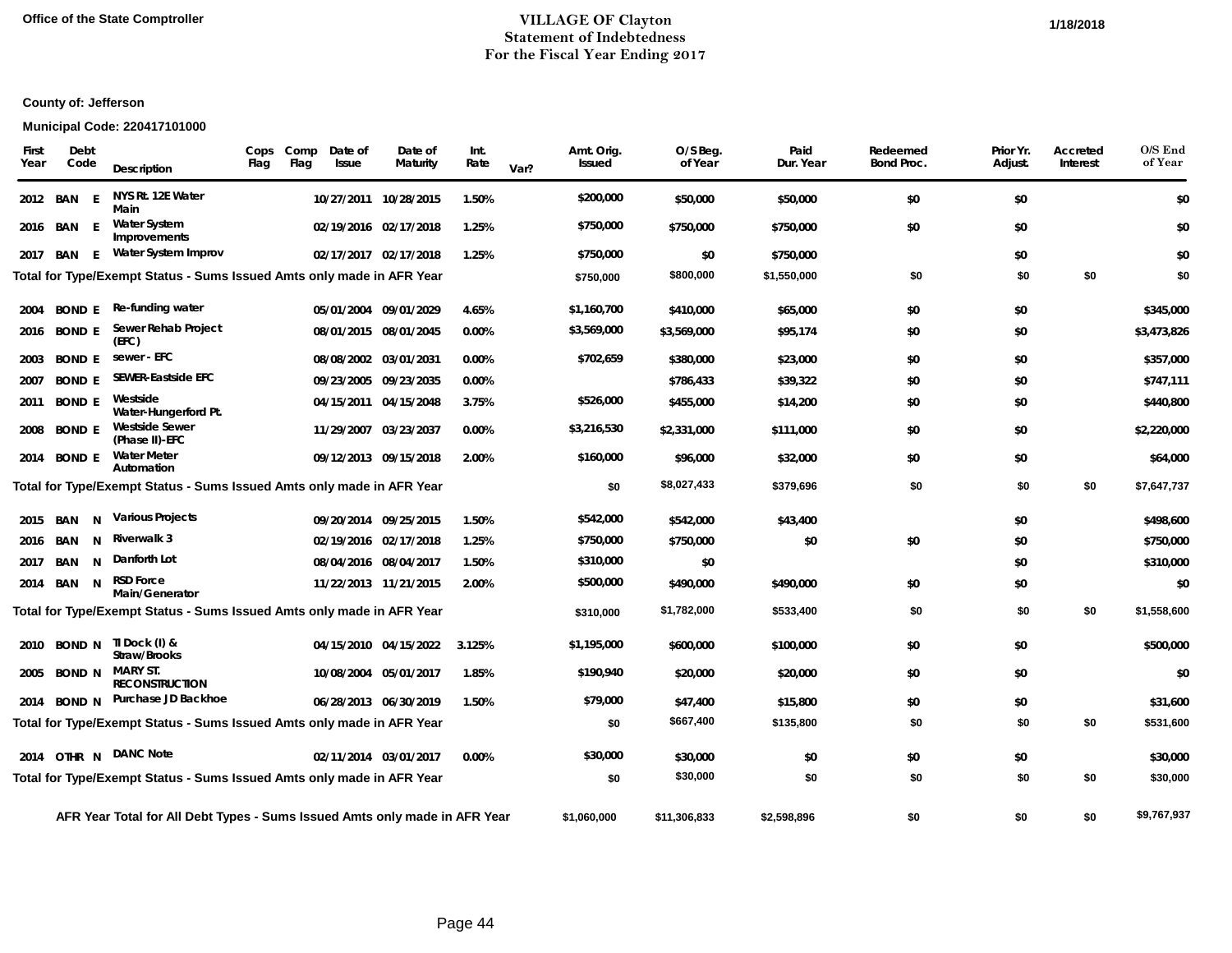Office of the State Comptroller

# VILLAGE OF Clayton
## Statement of Indebtedness
## For the Fiscal Year Ending 2017

1/18/2018

**County of: Jefferson**

**Municipal Code: 220417101000**

| First Year | Debt Code | | Description | Cops Flag | Comp Flag | Date of Issue | Date of Maturity | Int. Rate | Var? | Amt. Orig. Issued | O/S Beg. of Year | Paid Dur. Year | Redeemed Bond Proc. | Prior Yr. Adjust. | Accreted Interest | O/S End of Year |
|---|---|---|---|---|---|---|---|---|---|---|---|---|---|---|---|---|
| 2012 | BAN | E | NYS Rt. 12E Water Main | | | 10/27/2011 | 10/28/2015 | 1.50% | | $200,000 | $50,000 | $50,000 | $0 | $0 | | $0 |
| 2016 | BAN | E | Water System Improvements | | | 02/19/2016 | 02/17/2018 | 1.25% | | $750,000 | $750,000 | $750,000 | $0 | $0 | | $0 |
| 2017 | BAN | E | Water System Improv | | | 02/17/2017 | 02/17/2018 | 1.25% | | $750,000 | $0 | $750,000 | | $0 | | $0 |
| Total for Type/Exempt Status - Sums Issued Amts only made in AFR Year | | | | | | | | | | $750,000 | $800,000 | $1,550,000 | $0 | $0 | $0 | $0 |
| 2004 | BOND | E | Re-funding water | | | 05/01/2004 | 09/01/2029 | 4.65% | | $1,160,700 | $410,000 | $65,000 | $0 | $0 | | $345,000 |
| 2016 | BOND | E | Sewer Rehab Project (EFC) | | | 08/01/2015 | 08/01/2045 | 0.00% | | $3,569,000 | $3,569,000 | $95,174 | $0 | $0 | | $3,473,826 |
| 2003 | BOND | E | sewer - EFC | | | 08/08/2002 | 03/01/2031 | 0.00% | | $702,659 | $380,000 | $23,000 | $0 | $0 | | $357,000 |
| 2007 | BOND | E | SEWER-Eastside EFC | | | 09/23/2005 | 09/23/2035 | 0.00% | | | $786,433 | $39,322 | $0 | $0 | | $747,111 |
| 2011 | BOND | E | Westside Water-Hungerford Pt. | | | 04/15/2011 | 04/15/2048 | 3.75% | | $526,000 | $455,000 | $14,200 | $0 | $0 | | $440,800 |
| 2008 | BOND | E | Westside Sewer (Phase II)-EFC | | | 11/29/2007 | 03/23/2037 | 0.00% | | $3,216,530 | $2,331,000 | $111,000 | $0 | $0 | | $2,220,000 |
| 2014 | BOND | E | Water Meter Automation | | | 09/12/2013 | 09/15/2018 | 2.00% | | $160,000 | $96,000 | $32,000 | $0 | $0 | | $64,000 |
| Total for Type/Exempt Status - Sums Issued Amts only made in AFR Year | | | | | | | | | | $0 | $8,027,433 | $379,696 | $0 | $0 | $0 | $7,647,737 |
| 2015 | BAN | N | Various Projects | | | 09/20/2014 | 09/25/2015 | 1.50% | | $542,000 | $542,000 | $43,400 | | $0 | | $498,600 |
| 2016 | BAN | N | Riverwalk 3 | | | 02/19/2016 | 02/17/2018 | 1.25% | | $750,000 | $750,000 | $0 | $0 | $0 | | $750,000 |
| 2017 | BAN | N | Danforth Lot | | | 08/04/2016 | 08/04/2017 | 1.50% | | $310,000 | $0 | | | $0 | | $310,000 |
| 2014 | BAN | N | RSD Force Main/Generator | | | 11/22/2013 | 11/21/2015 | 2.00% | | $500,000 | $490,000 | $490,000 | $0 | $0 | | $0 |
| Total for Type/Exempt Status - Sums Issued Amts only made in AFR Year | | | | | | | | | | $310,000 | $1,782,000 | $533,400 | $0 | $0 | $0 | $1,558,600 |
| 2010 | BOND | N | TI Dock (I) & Straw/Brooks | | | 04/15/2010 | 04/15/2022 | 3.125% | | $1,195,000 | $600,000 | $100,000 | $0 | $0 | | $500,000 |
| 2005 | BOND | N | MARY ST. RECONSTRUCTION | | | 10/08/2004 | 05/01/2017 | 1.85% | | $190,940 | $20,000 | $20,000 | $0 | $0 | | $0 |
| 2014 | BOND | N | Purchase JD Backhoe | | | 06/28/2013 | 06/30/2019 | 1.50% | | $79,000 | $47,400 | $15,800 | $0 | $0 | | $31,600 |
| Total for Type/Exempt Status - Sums Issued Amts only made in AFR Year | | | | | | | | | | $0 | $667,400 | $135,800 | $0 | $0 | $0 | $531,600 |
| 2014 | OTHR | N | DANC Note | | | 02/11/2014 | 03/01/2017 | 0.00% | | $30,000 | $30,000 | $0 | $0 | $0 | | $30,000 |
| Total for Type/Exempt Status - Sums Issued Amts only made in AFR Year | | | | | | | | | | $0 | $30,000 | $0 | $0 | $0 | $0 | $30,000 |
| AFR Year Total for All Debt Types - Sums Issued Amts only made in AFR Year | | | | | | | | | | $1,060,000 | $11,306,833 | $2,598,896 | $0 | $0 | $0 | $9,767,937 |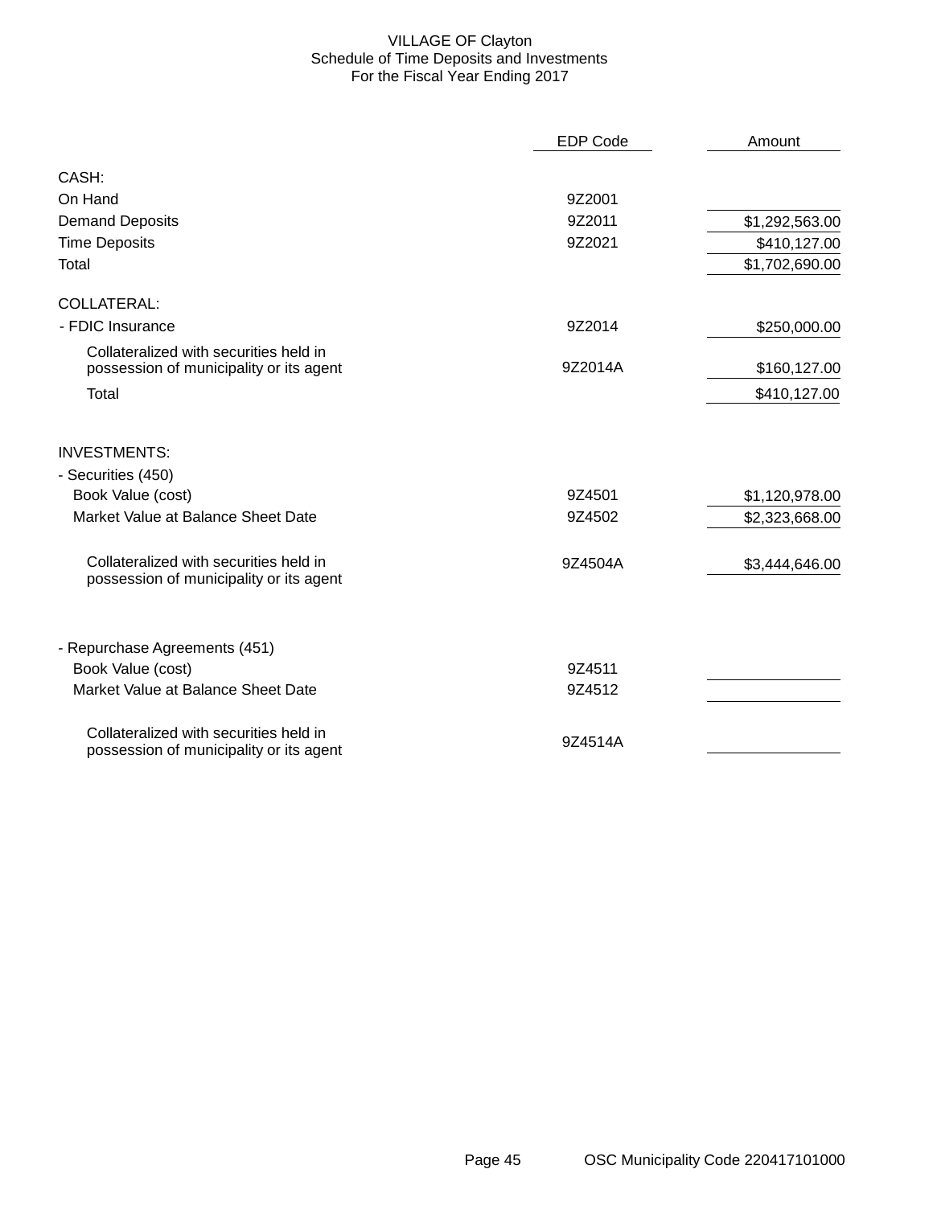# VILLAGE OF Clayton
## Schedule of Time Deposits and Investments
### For the Fiscal Year Ending 2017

| | EDP Code | Amount |
|---|---|---|
| **CASH:** | | |
| On Hand | 9Z2001 | |
| Demand Deposits | 9Z2011 | $1,292,563.00 |
| Time Deposits | 9Z2021 | $410,127.00 |
| Total | | $1,702,690.00 |
| **COLLATERAL:** | | |
| - FDIC Insurance | 9Z2014 | $250,000.00 |
| Collateralized with securities held in possession of municipality or its agent | 9Z2014A | $160,127.00 |
| Total | | $410,127.00 |
| **INVESTMENTS:** | | |
| - Securities (450) | | |
| Book Value (cost) | 9Z4501 | $1,120,978.00 |
| Market Value at Balance Sheet Date | 9Z4502 | $2,323,668.00 |
| Collateralized with securities held in possession of municipality or its agent | 9Z4504A | $3,444,646.00 |
| - Repurchase Agreements (451) | | |
| Book Value (cost) | 9Z4511 | |
| Market Value at Balance Sheet Date | 9Z4512 | |
| Collateralized with securities held in possession of municipality or its agent | 9Z4514A | |

OSC Municipality Code 220417101000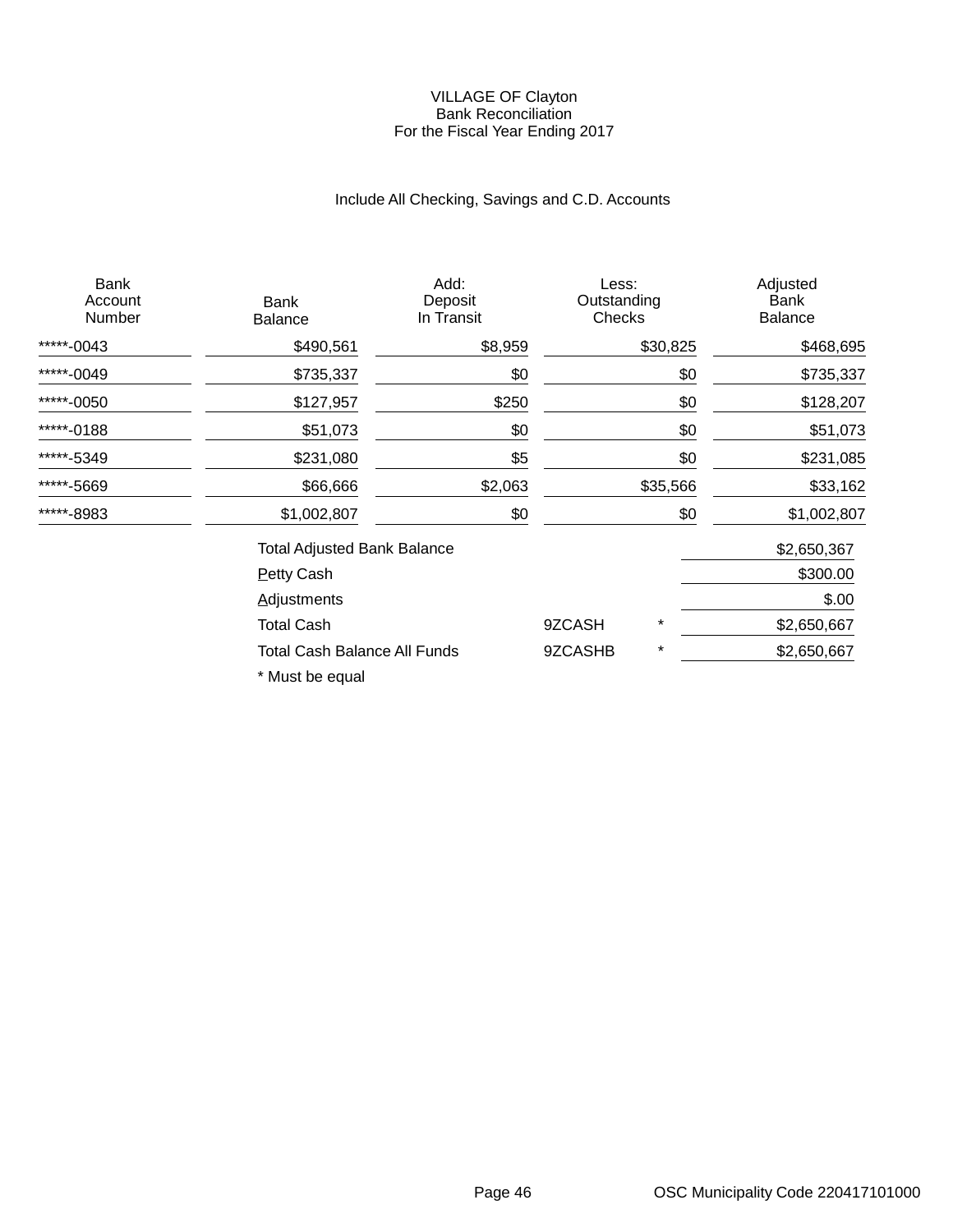# VILLAGE OF Clayton
## Bank Reconciliation
### For the Fiscal Year Ending 2017

Include All Checking, Savings and C.D. Accounts

| Bank Account Number | Bank Balance | Add: Deposit In Transit | Less: Outstanding Checks | Adjusted Bank Balance |
|---|---|---|---|---|
| *****-0043 | $490,561 | $8,959 | $30,825 | $468,695 |
| *****-0049 | $735,337 | $0 | $0 | $735,337 |
| *****-0050 | $127,957 | $250 | $0 | $128,207 |
| *****-0188 | $51,073 | $0 | $0 | $51,073 |
| *****-5349 | $231,080 | $5 | $0 | $231,085 |
| *****-5669 | $66,666 | $2,063 | $35,566 | $33,162 |
| *****-8983 | $1,002,807 | $0 | $0 | $1,002,807 |

| | | | |
|---|---|---|---|
| Total Adjusted Bank Balance | | | $2,650,367 |
| Petty Cash | | | $300.00 |
| Adjustments | | | $.00 |
| Total Cash | 9ZCASH | * | $2,650,667 |
| Total Cash Balance All Funds | 9ZCASHB | * | $2,650,667 |

* Must be equal

OSC Municipality Code 220417101000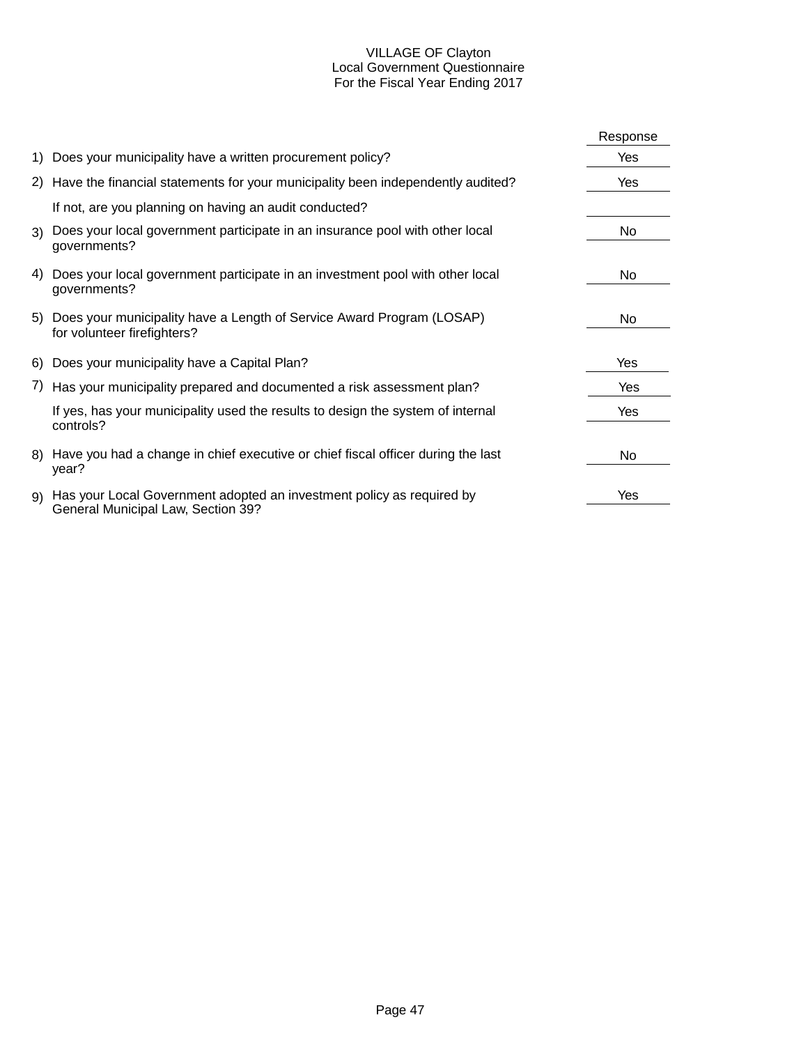# VILLAGE OF Clayton
## Local Government Questionnaire
### For the Fiscal Year Ending 2017

| | | Response |
|---|---|---|
| 1) | Does your municipality have a written procurement policy? | Yes |
| 2) | Have the financial statements for your municipality been independently audited? | Yes |
| | If not, are you planning on having an audit conducted? | |
| 3) | Does your local government participate in an insurance pool with other local governments? | No |
| 4) | Does your local government participate in an investment pool with other local governments? | No |
| 5) | Does your municipality have a Length of Service Award Program (LOSAP) for volunteer firefighters? | No |
| 6) | Does your municipality have a Capital Plan? | Yes |
| 7) | Has your municipality prepared and documented a risk assessment plan? | Yes |
| | If yes, has your municipality used the results to design the system of internal controls? | Yes |
| 8) | Have you had a change in chief executive or chief fiscal officer during the last year? | No |
| 9) | Has your Local Government adopted an investment policy as required by General Municipal Law, Section 39? | Yes |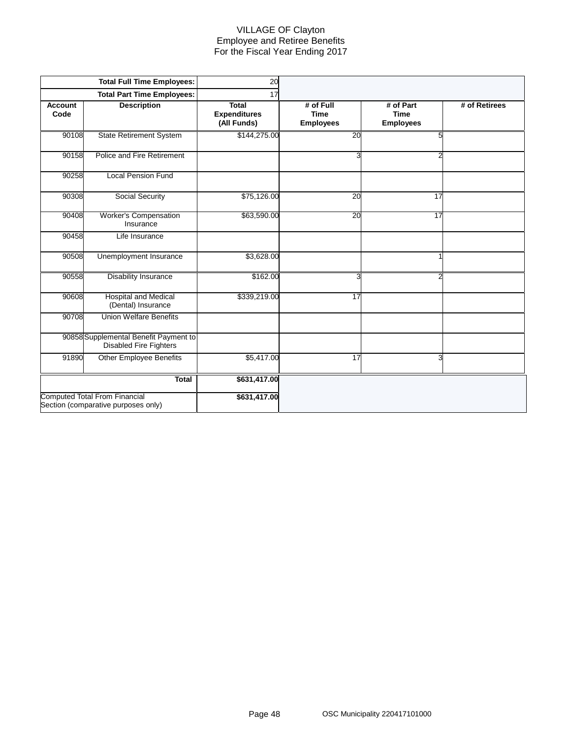# VILLAGE OF Clayton
## Employee and Retiree Benefits
## For the Fiscal Year Ending 2017

| | Total Full Time Employees: | 20 | | | |
|---|---|---|---|---|---|
| | **Total Part Time Employees:** | 17 | | | |
| **Account Code** | **Description** | **Total Expenditures (All Funds)** | **# of Full Time Employees** | **# of Part Time Employees** | **# of Retirees** |
| 90108 | State Retirement System | $144,275.00 | 20 | 5 | |
| 90158 | Police and Fire Retirement | | 3 | 2 | |
| 90258 | Local Pension Fund | | | | |
| 90308 | Social Security | $75,126.00 | 20 | 17 | |
| 90408 | Worker's Compensation Insurance | $63,590.00 | 20 | 17 | |
| 90458 | Life Insurance | | | | |
| 90508 | Unemployment Insurance | $3,628.00 | | 1 | |
| 90558 | Disability Insurance | $162.00 | 3 | 2 | |
| 90608 | Hospital and Medical (Dental) Insurance | $339,219.00 | 17 | | |
| 90708 | Union Welfare Benefits | | | | |
| 90858 | Supplemental Benefit Payment to Disabled Fire Fighters | | | | |
| 91890 | Other Employee Benefits | $5,417.00 | 17 | 3 | |
| | **Total** | **$631,417.00** | | | |
| Computed Total From Financial Section (comparative purposes only) | | **$631,417.00** | | | |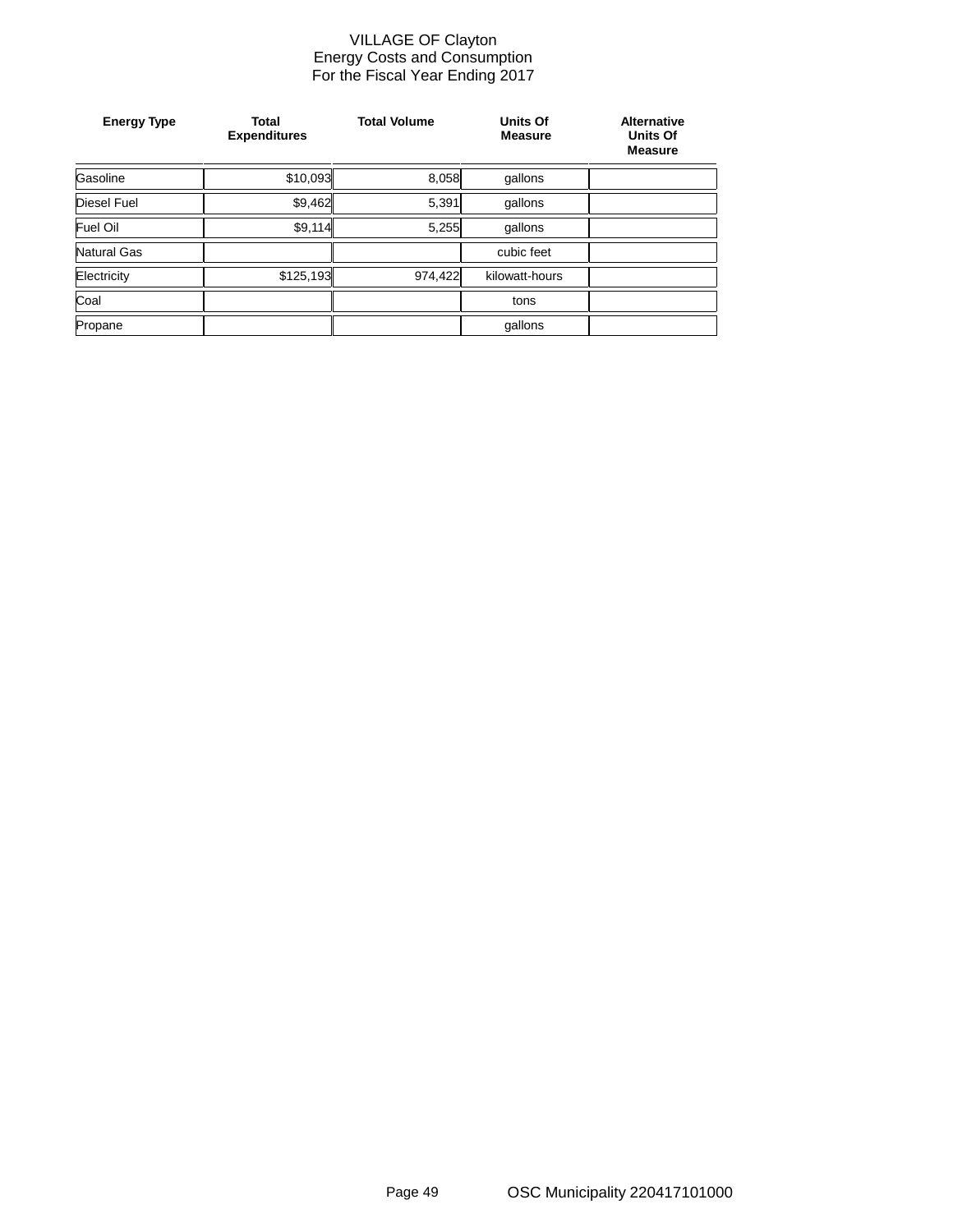# VILLAGE OF Clayton
## Energy Costs and Consumption
## For the Fiscal Year Ending 2017

| Energy Type | Total Expenditures | Total Volume | Units Of Measure | Alternative Units Of Measure |
|---|---|---|---|---|
| Gasoline | $10,093 | 8,058 | gallons | |
| Diesel Fuel | $9,462 | 5,391 | gallons | |
| Fuel Oil | $9,114 | 5,255 | gallons | |
| Natural Gas | | | cubic feet | |
| Electricity | $125,193 | 974,422 | kilowatt-hours | |
| Coal | | | tons | |
| Propane | | | gallons | |

OSC Municipality 220417101000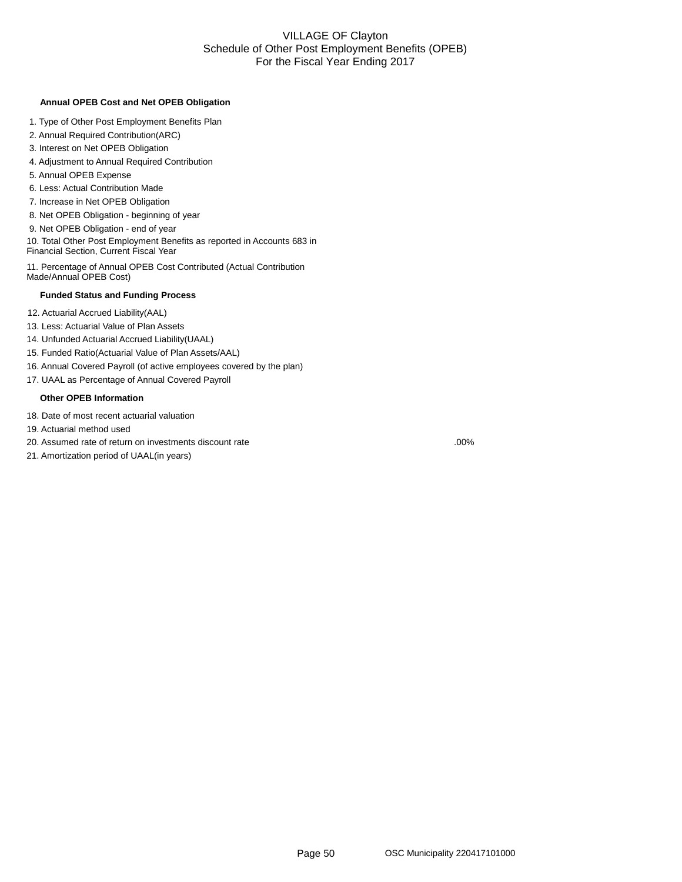# VILLAGE OF Clayton
## Schedule of Other Post Employment Benefits (OPEB)
### For the Fiscal Year Ending 2017

**Annual OPEB Cost and Net OPEB Obligation**

| | |
|---|---|
| 1. Type of Other Post Employment Benefits Plan | |
| 2. Annual Required Contribution(ARC) | |
| 3. Interest on Net OPEB Obligation | |
| 4. Adjustment to Annual Required Contribution | |
| 5. Annual OPEB Expense | |
| 6. Less: Actual Contribution Made | |
| 7. Increase in Net OPEB Obligation | |
| 8. Net OPEB Obligation - beginning of year | |
| 9. Net OPEB Obligation - end of year | |
| 10. Total Other Post Employment Benefits as reported in Accounts 683 in Financial Section, Current Fiscal Year | |
| 11. Percentage of Annual OPEB Cost Contributed (Actual Contribution Made/Annual OPEB Cost) | |

**Funded Status and Funding Process**

| | |
|---|---|
| 12. Actuarial Accrued Liability(AAL) | |
| 13. Less: Actuarial Value of Plan Assets | |
| 14. Unfunded Actuarial Accrued Liability(UAAL) | |
| 15. Funded Ratio(Actuarial Value of Plan Assets/AAL) | |
| 16. Annual Covered Payroll (of active employees covered by the plan) | |
| 17. UAAL as Percentage of Annual Covered Payroll | |

**Other OPEB Information**

| | |
|---|---|
| 18. Date of most recent actuarial valuation | |
| 19. Actuarial method used | |
| 20. Assumed rate of return on investments discount rate | .00% |
| 21. Amortization period of UAAL(in years) | |

OSC Municipality 220417101000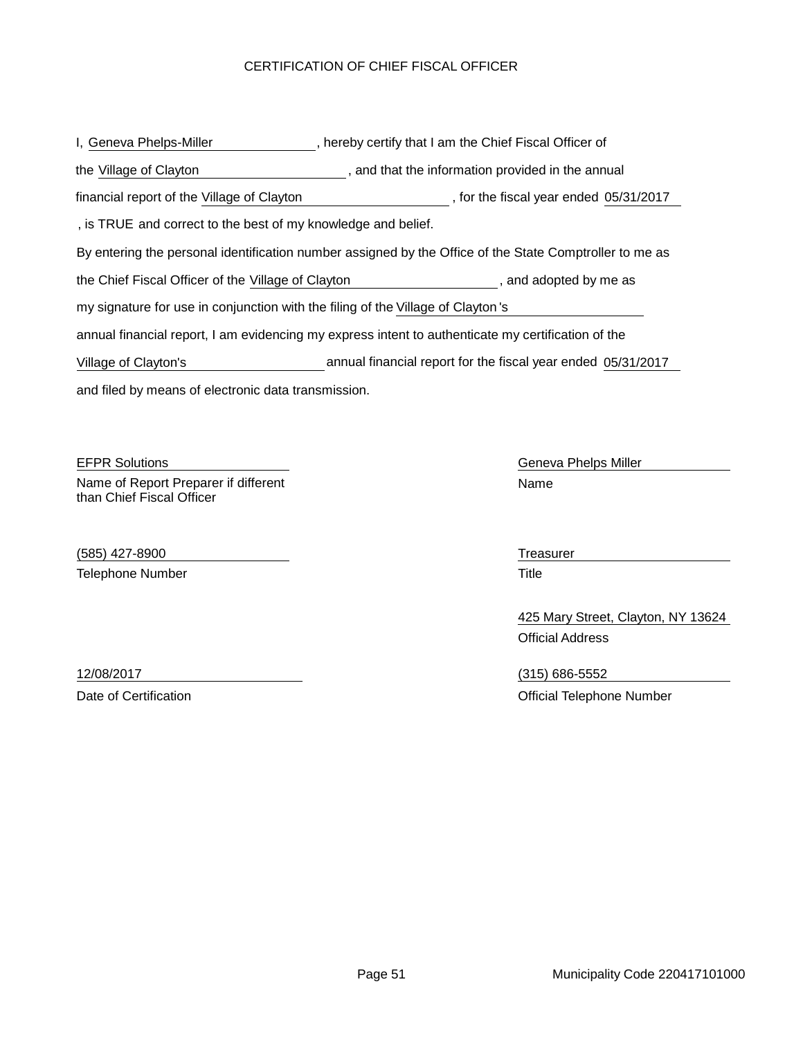# CERTIFICATION OF CHIEF FISCAL OFFICER

I, Geneva Phelps-Miller, hereby certify that I am the Chief Fiscal Officer of the Village of Clayton, and that the information provided in the annual financial report of the Village of Clayton, for the fiscal year ended 05/31/2017, is TRUE and correct to the best of my knowledge and belief.

By entering the personal identification number assigned by the Office of the State Comptroller to me as the Chief Fiscal Officer of the Village of Clayton, and adopted by me as my signature for use in conjunction with the filing of the Village of Clayton's annual financial report, I am evidencing my express intent to authenticate my certification of the Village of Clayton's annual financial report for the fiscal year ended 05/31/2017 and filed by means of electronic data transmission.

EFPR Solutions
Name of Report Preparer if different than Chief Fiscal Officer

(585) 427-8900
Telephone Number

12/08/2017
Date of Certification

Geneva Phelps Miller
Name

Treasurer
Title

425 Mary Street, Clayton, NY 13624
Official Address

(315) 686-5552
Official Telephone Number

Municipality Code 220417101000